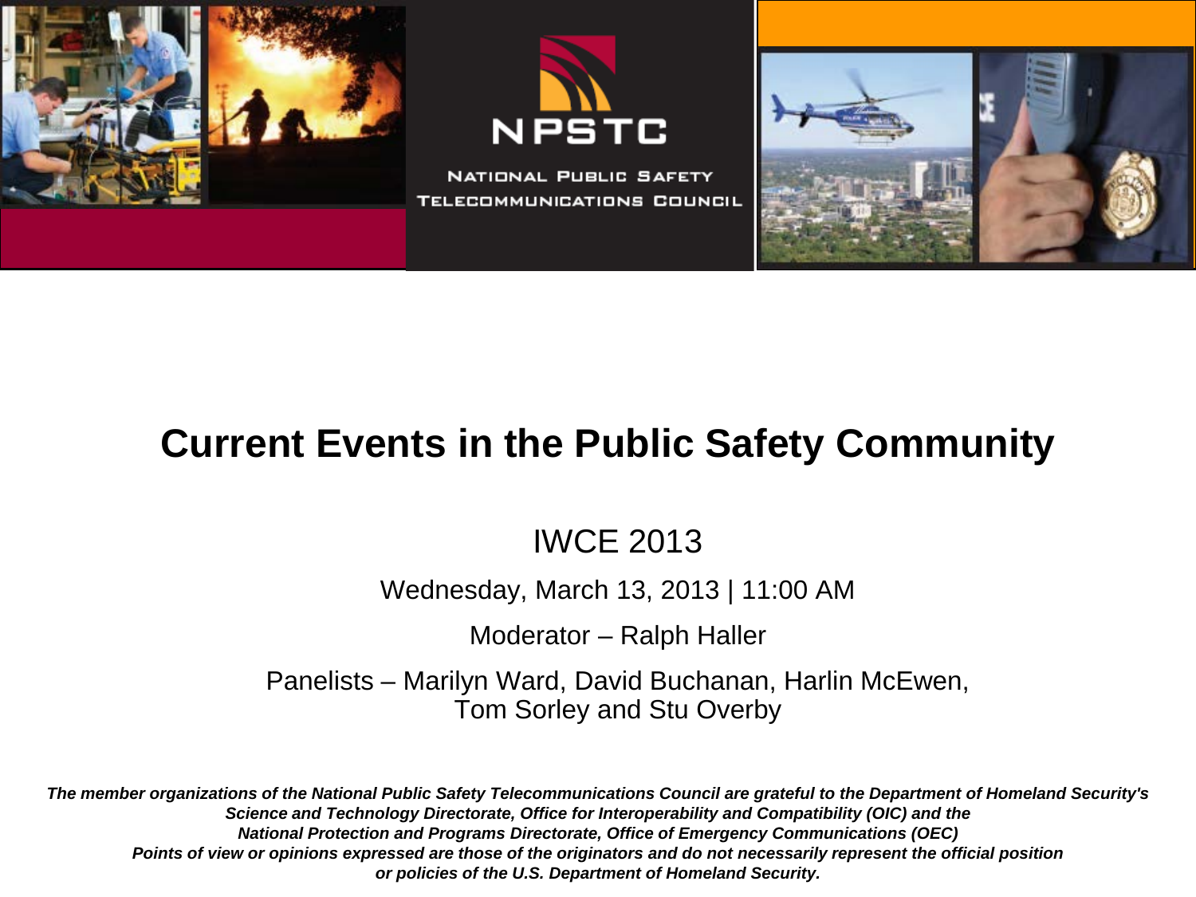NPSTC

NATIONAL PUBLIC SAFETY TELECOMMUNICATIONS COUNCIL

# Current Events in the Public Safety Community

IWCE 2013

Wednesday, March 13, 2013 | 11:00 AM

Moderator – Ralph Haller

Panelists – Marilyn Ward, David Buchanan, Harlin McEwen, Tom Sorley and Stu Overby

*The member organizations of the National Public Safety Telecommunications Council are grateful to the Department of Homeland Security's Science and Technology Directorate, Office for Interoperability and Compatibility (OIC) and the National Protection and Programs Directorate, Office of Emergency Communications (OEC)*
*Points of view or opinions expressed are those of the originators and do not necessarily represent the official position or policies of the U.S. Department of Homeland Security.*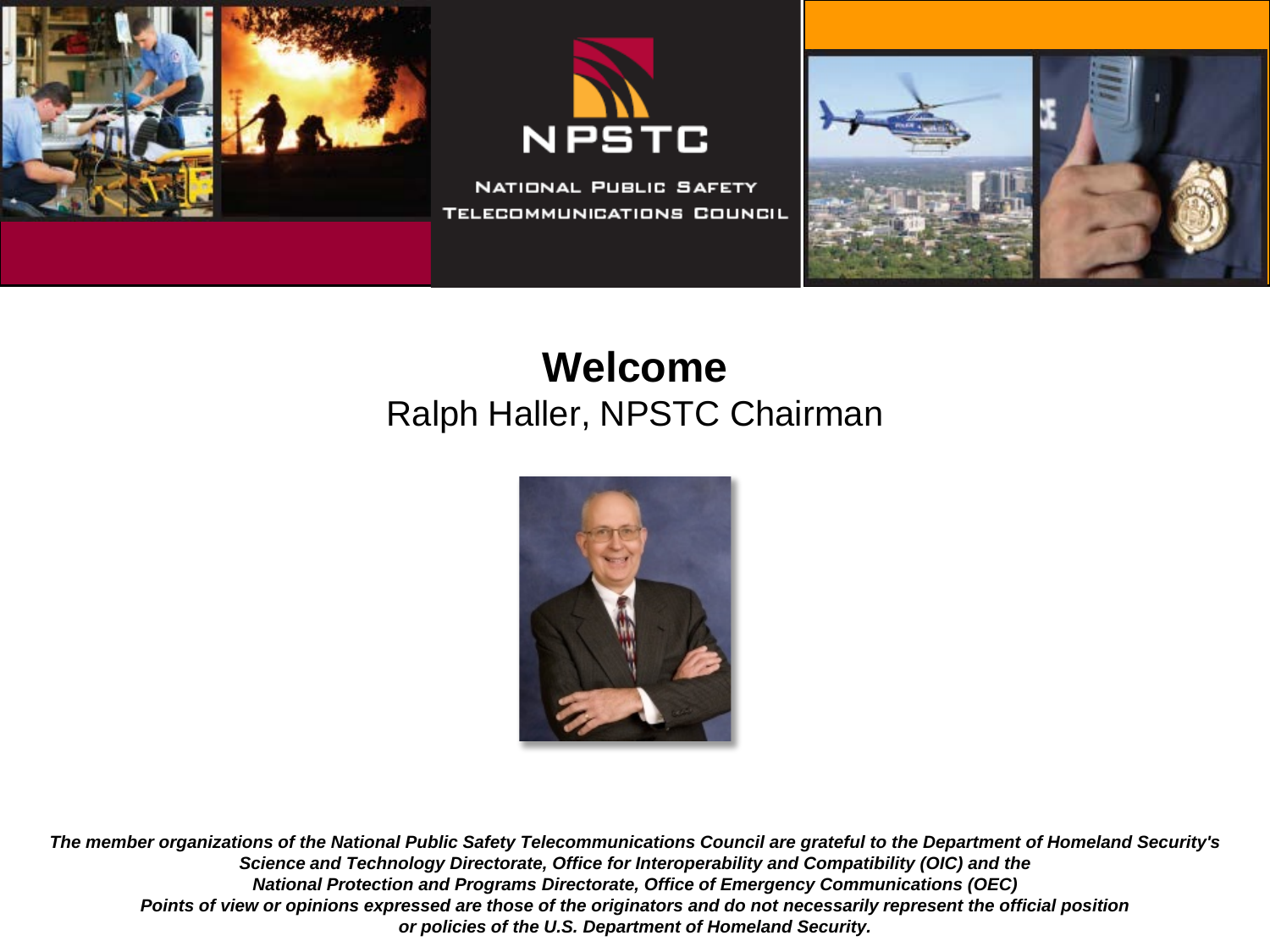NPSTC

NATIONAL PUBLIC SAFETY TELECOMMUNICATIONS COUNCIL

# Welcome

Ralph Haller, NPSTC Chairman

*The member organizations of the National Public Safety Telecommunications Council are grateful to the Department of Homeland Security's Science and Technology Directorate, Office for Interoperability and Compatibility (OIC) and the National Protection and Programs Directorate, Office of Emergency Communications (OEC)*
*Points of view or opinions expressed are those of the originators and do not necessarily represent the official position or policies of the U.S. Department of Homeland Security.*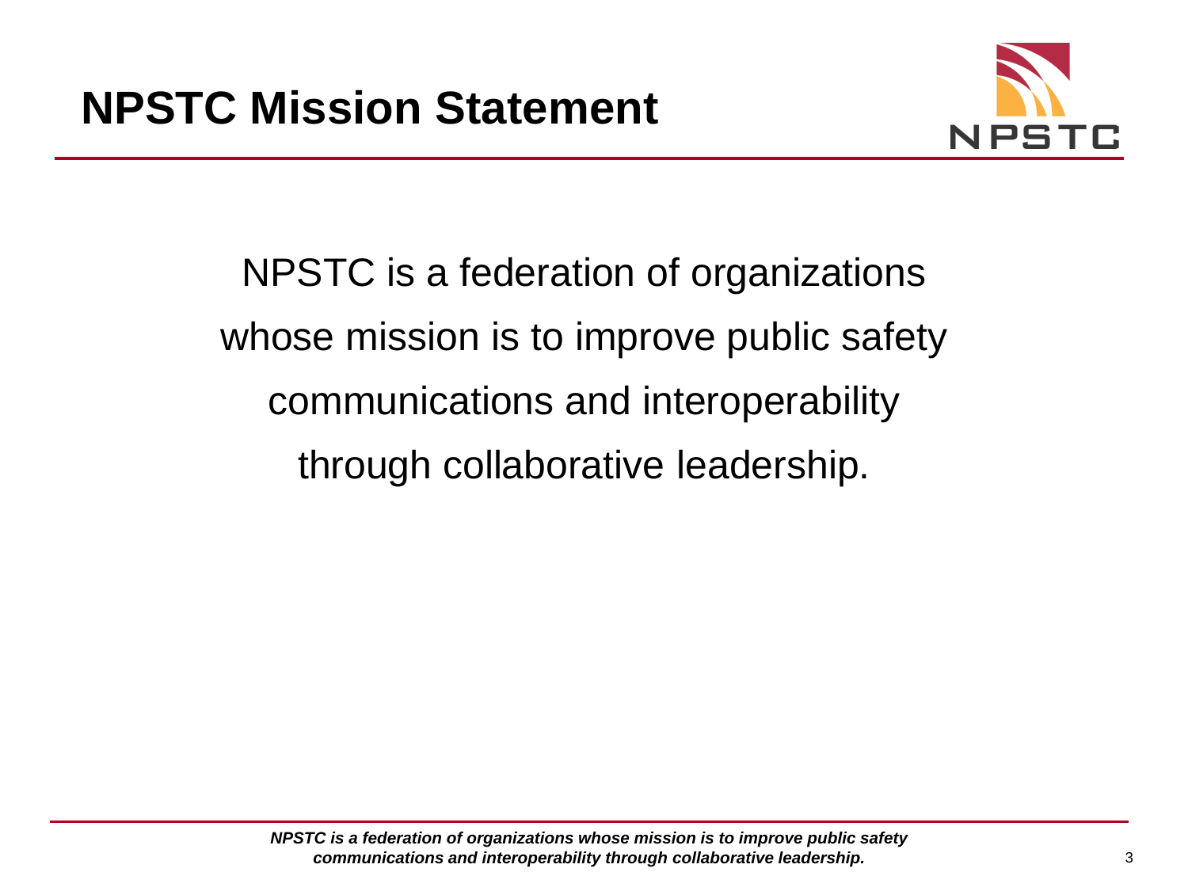# NPSTC Mission Statement

NPSTC is a federation of organizations whose mission is to improve public safety communications and interoperability through collaborative leadership.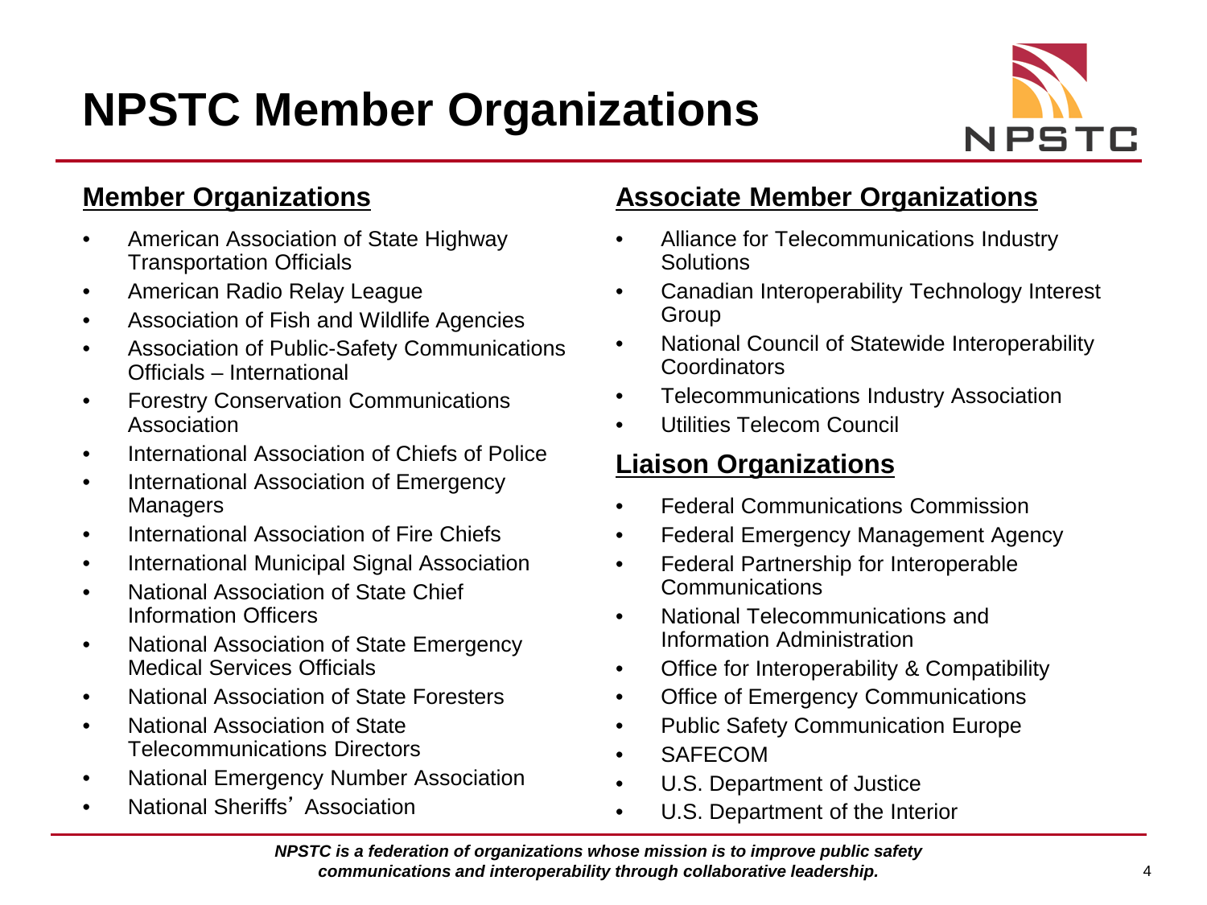# NPSTC Member Organizations

## Member Organizations

- American Association of State Highway Transportation Officials
- American Radio Relay League
- Association of Fish and Wildlife Agencies
- Association of Public-Safety Communications Officials – International
- Forestry Conservation Communications Association
- International Association of Chiefs of Police
- International Association of Emergency Managers
- International Association of Fire Chiefs
- International Municipal Signal Association
- National Association of State Chief Information Officers
- National Association of State Emergency Medical Services Officials
- National Association of State Foresters
- National Association of State Telecommunications Directors
- National Emergency Number Association
- National Sheriffs' Association

## Associate Member Organizations

- Alliance for Telecommunications Industry Solutions
- Canadian Interoperability Technology Interest Group
- National Council of Statewide Interoperability Coordinators
- Telecommunications Industry Association
- Utilities Telecom Council

## Liaison Organizations

- Federal Communications Commission
- Federal Emergency Management Agency
- Federal Partnership for Interoperable Communications
- National Telecommunications and Information Administration
- Office for Interoperability & Compatibility
- Office of Emergency Communications
- Public Safety Communication Europe
- SAFECOM
- U.S. Department of Justice
- U.S. Department of the Interior

***NPSTC is a federation of organizations whose mission is to improve public safety communications and interoperability through collaborative leadership.***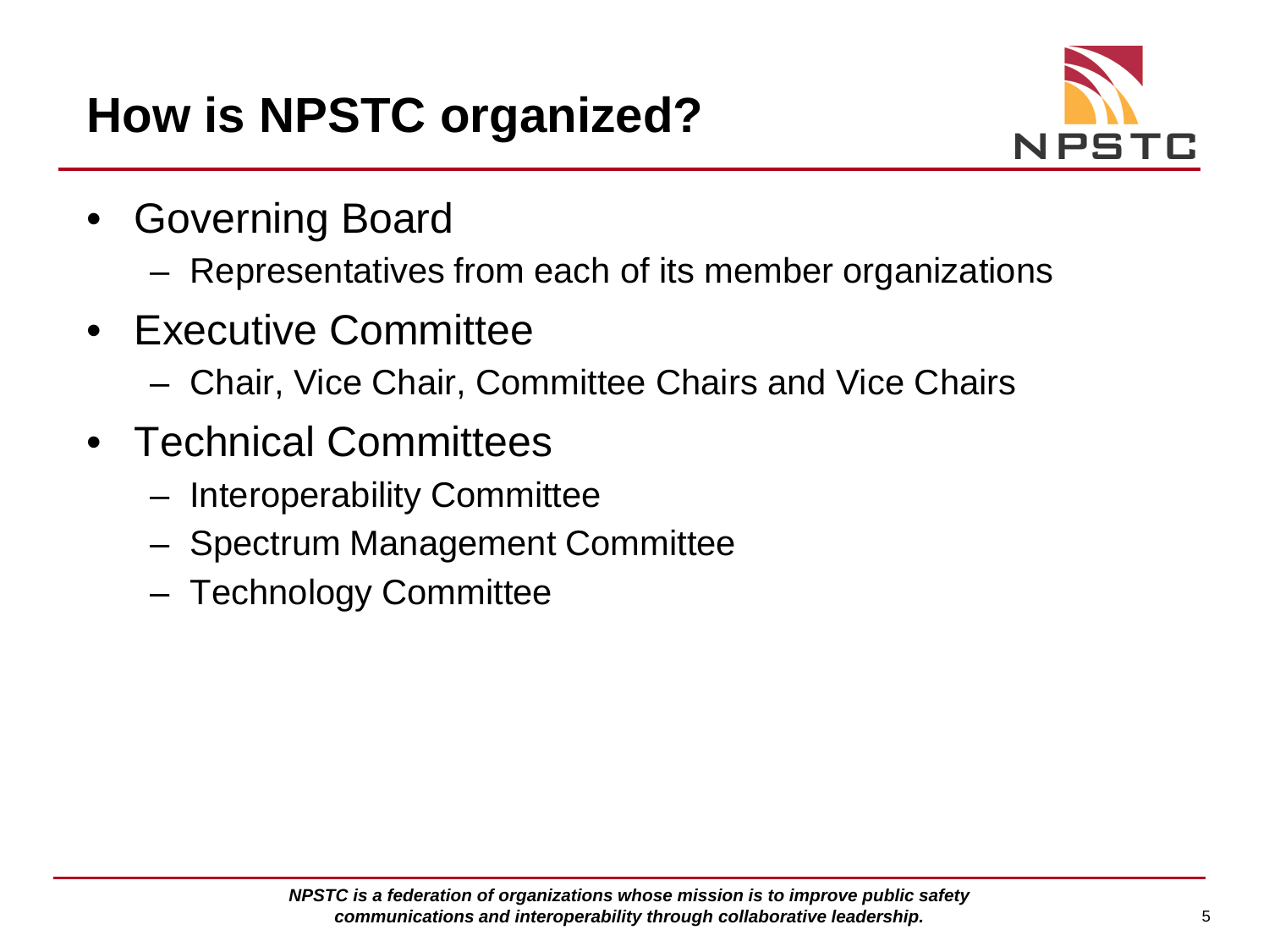# How is NPSTC organized?

- Governing Board
  - Representatives from each of its member organizations
- Executive Committee
  - Chair, Vice Chair, Committee Chairs and Vice Chairs
- Technical Committees
  - Interoperability Committee
  - Spectrum Management Committee
  - Technology Committee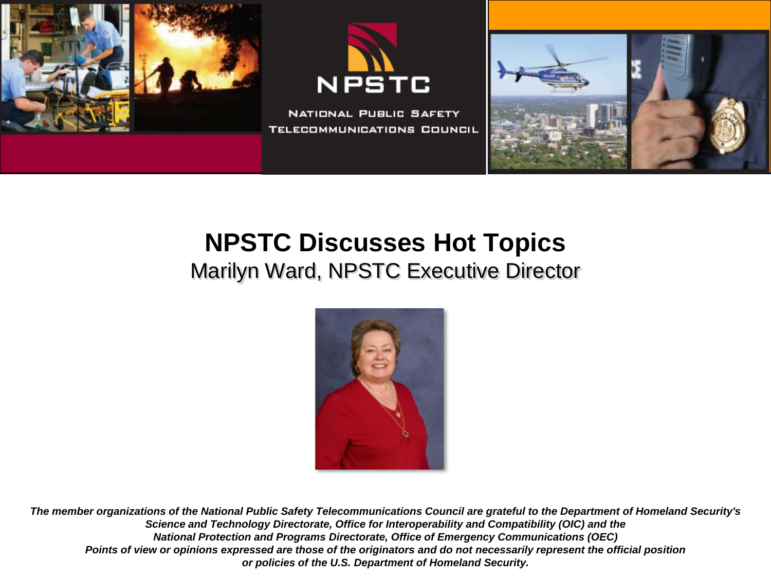NPSTC

NATIONAL PUBLIC SAFETY TELECOMMUNICATIONS COUNCIL

# NPSTC Discusses Hot Topics

Marilyn Ward, NPSTC Executive Director

*The member organizations of the National Public Safety Telecommunications Council are grateful to the Department of Homeland Security's Science and Technology Directorate, Office for Interoperability and Compatibility (OIC) and the National Protection and Programs Directorate, Office of Emergency Communications (OEC)*
*Points of view or opinions expressed are those of the originators and do not necessarily represent the official position or policies of the U.S. Department of Homeland Security.*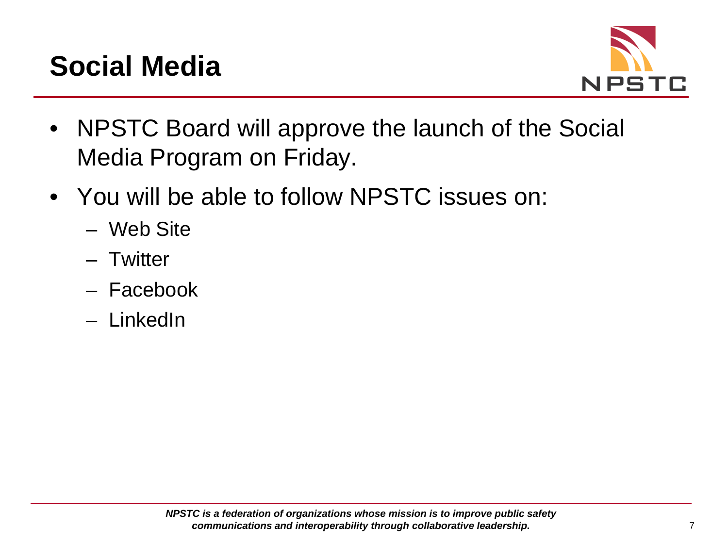# Social Media

- NPSTC Board will approve the launch of the Social Media Program on Friday.
- You will be able to follow NPSTC issues on:
  - Web Site
  - Twitter
  - Facebook
  - LinkedIn

*NPSTC is a federation of organizations whose mission is to improve public safety communications and interoperability through collaborative leadership.*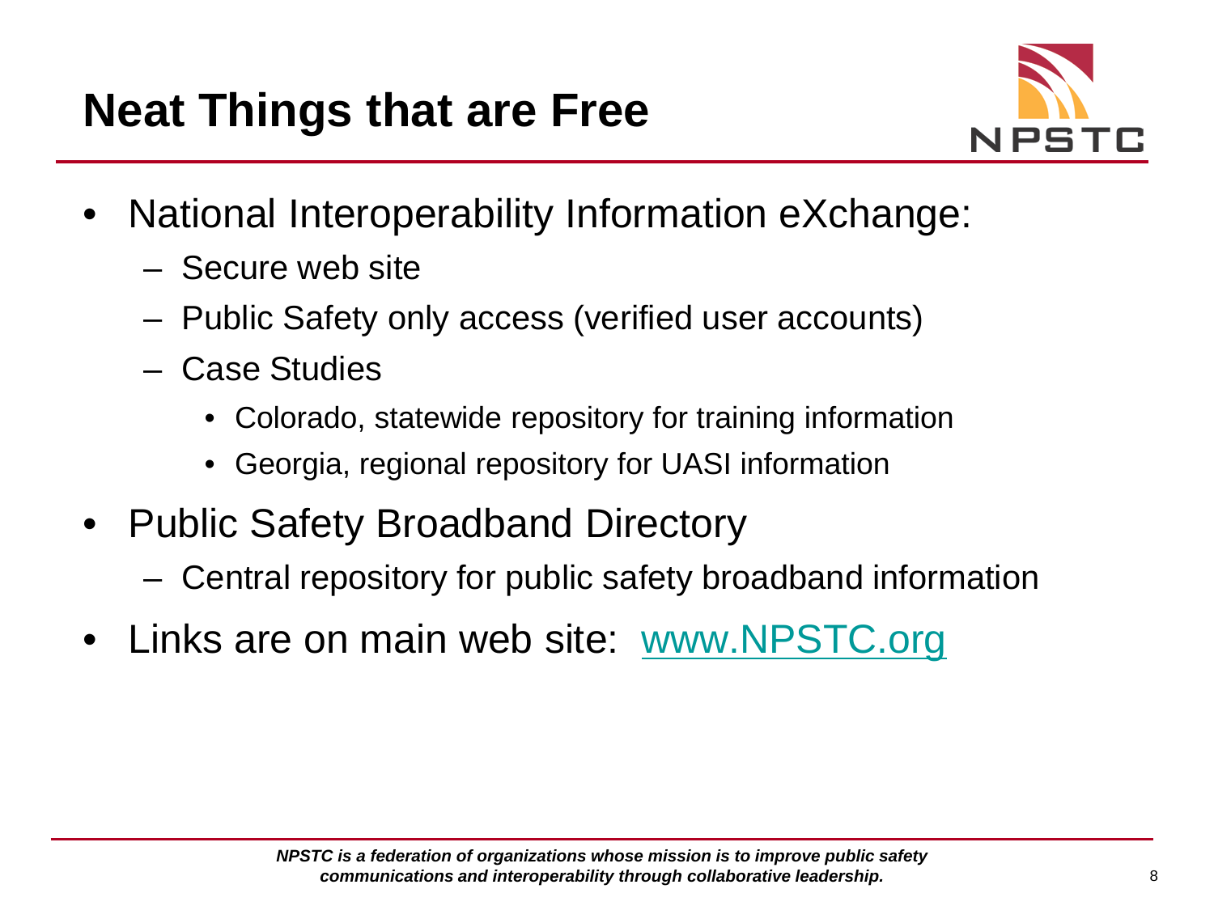# Neat Things that are Free

- National Interoperability Information eXchange:
  - Secure web site
  - Public Safety only access (verified user accounts)
  - Case Studies
    - Colorado, statewide repository for training information
    - Georgia, regional repository for UASI information
- Public Safety Broadband Directory
  - Central repository for public safety broadband information
- Links are on main web site: [www.NPSTC.org](http://www.NPSTC.org)

***NPSTC is a federation of organizations whose mission is to improve public safety communications and interoperability through collaborative leadership.***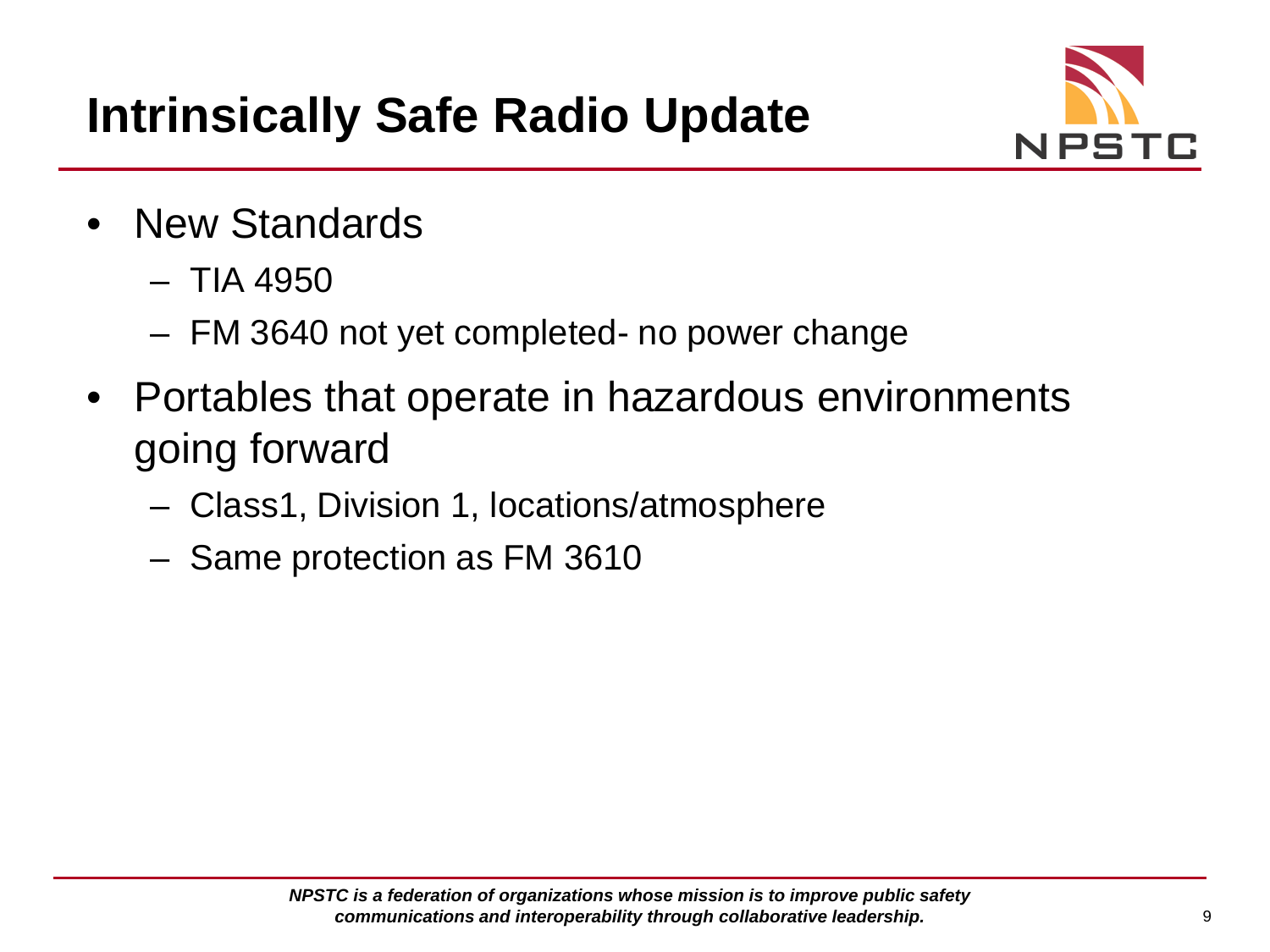# Intrinsically Safe Radio Update

- New Standards
  - TIA 4950
  - FM 3640 not yet completed- no power change
- Portables that operate in hazardous environments going forward
  - Class1, Division 1, locations/atmosphere
  - Same protection as FM 3610

*NPSTC is a federation of organizations whose mission is to improve public safety communications and interoperability through collaborative leadership.*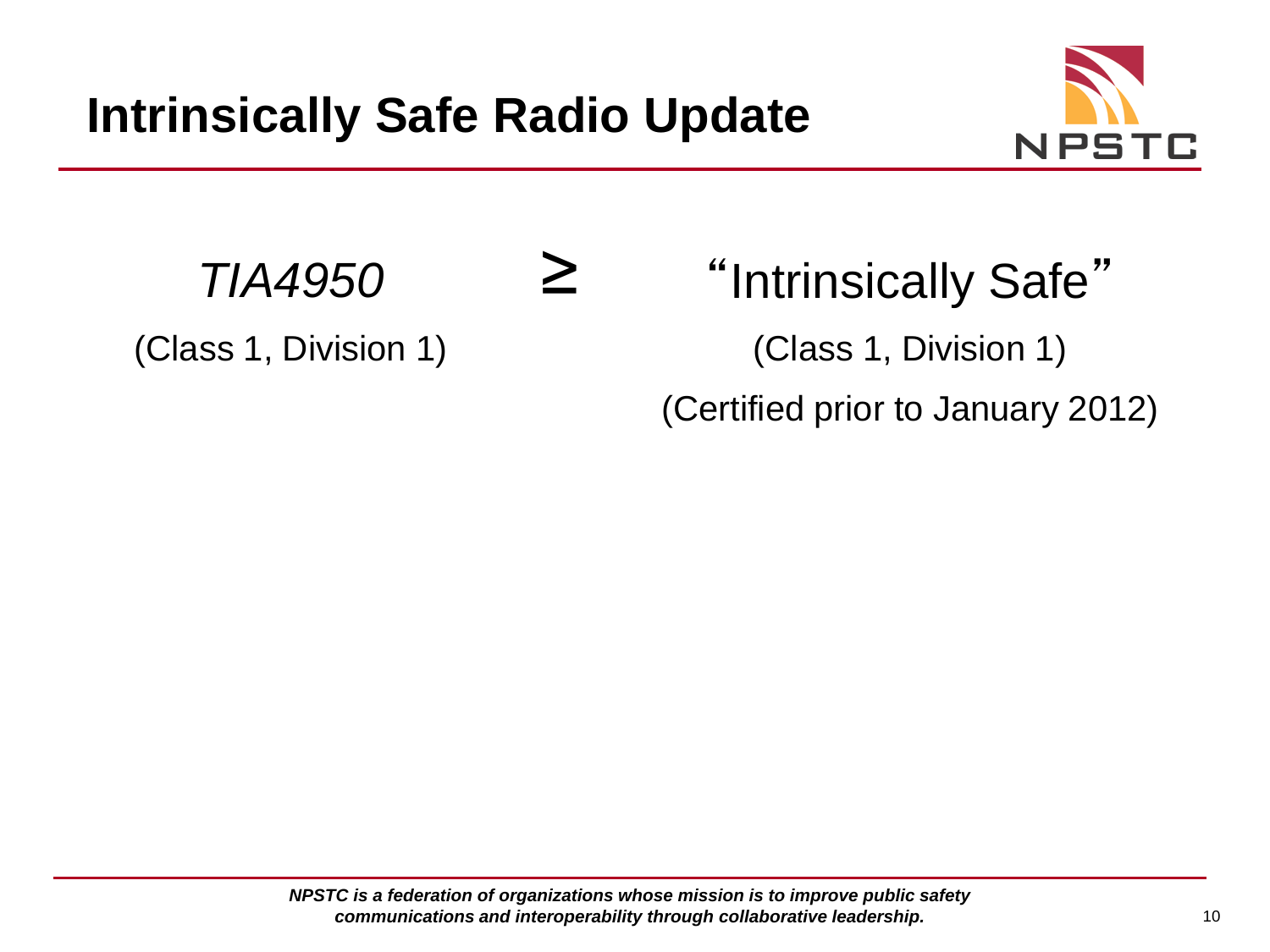# Intrinsically Safe Radio Update

| *TIA4950* | ≥ | "Intrinsically Safe" |
|---|---|---|
| (Class 1, Division 1) | | (Class 1, Division 1) |
| | | (Certified prior to January 2012) |

***NPSTC is a federation of organizations whose mission is to improve public safety communications and interoperability through collaborative leadership.***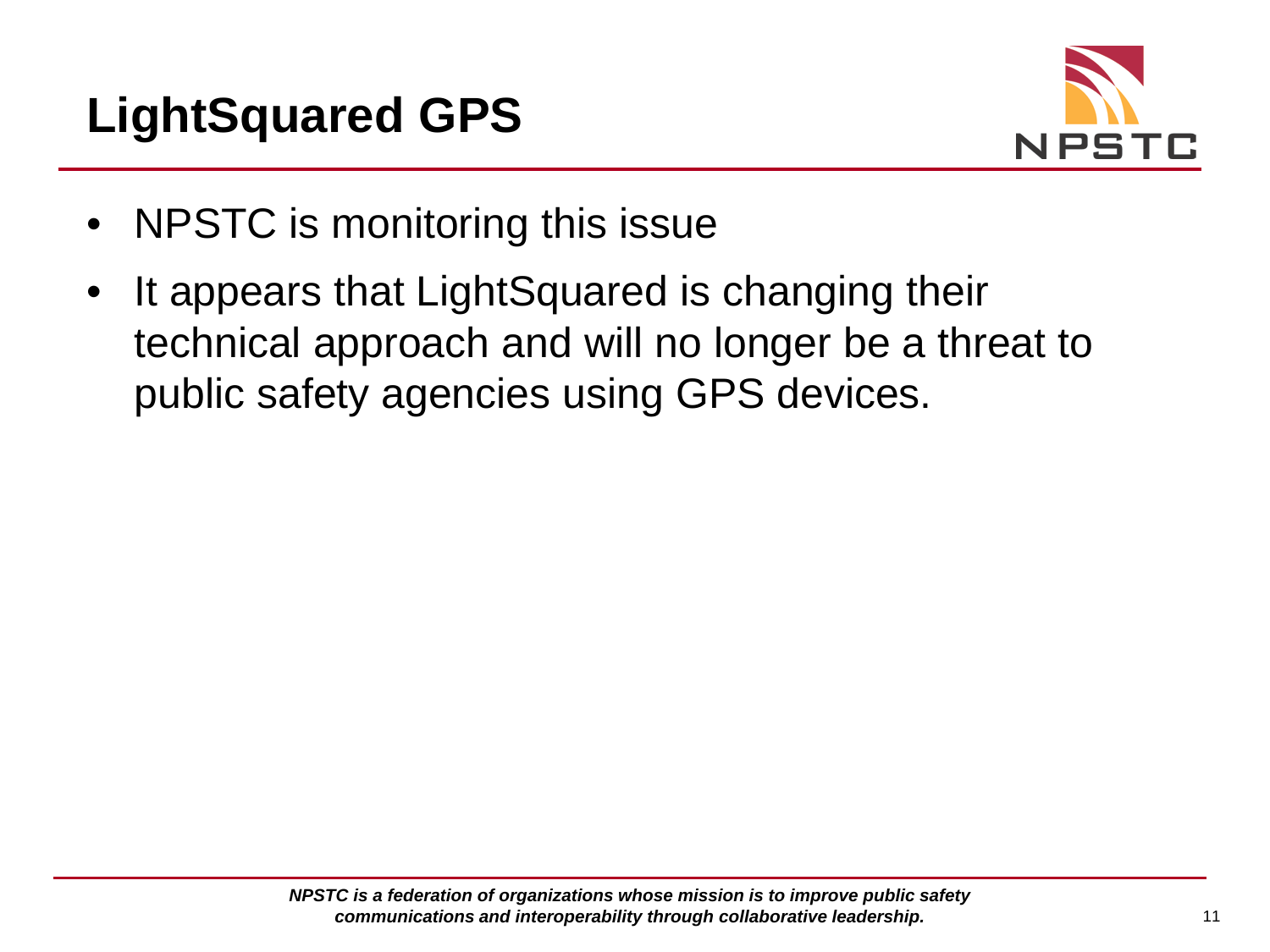# LightSquared GPS

- NPSTC is monitoring this issue
- It appears that LightSquared is changing their technical approach and will no longer be a threat to public safety agencies using GPS devices.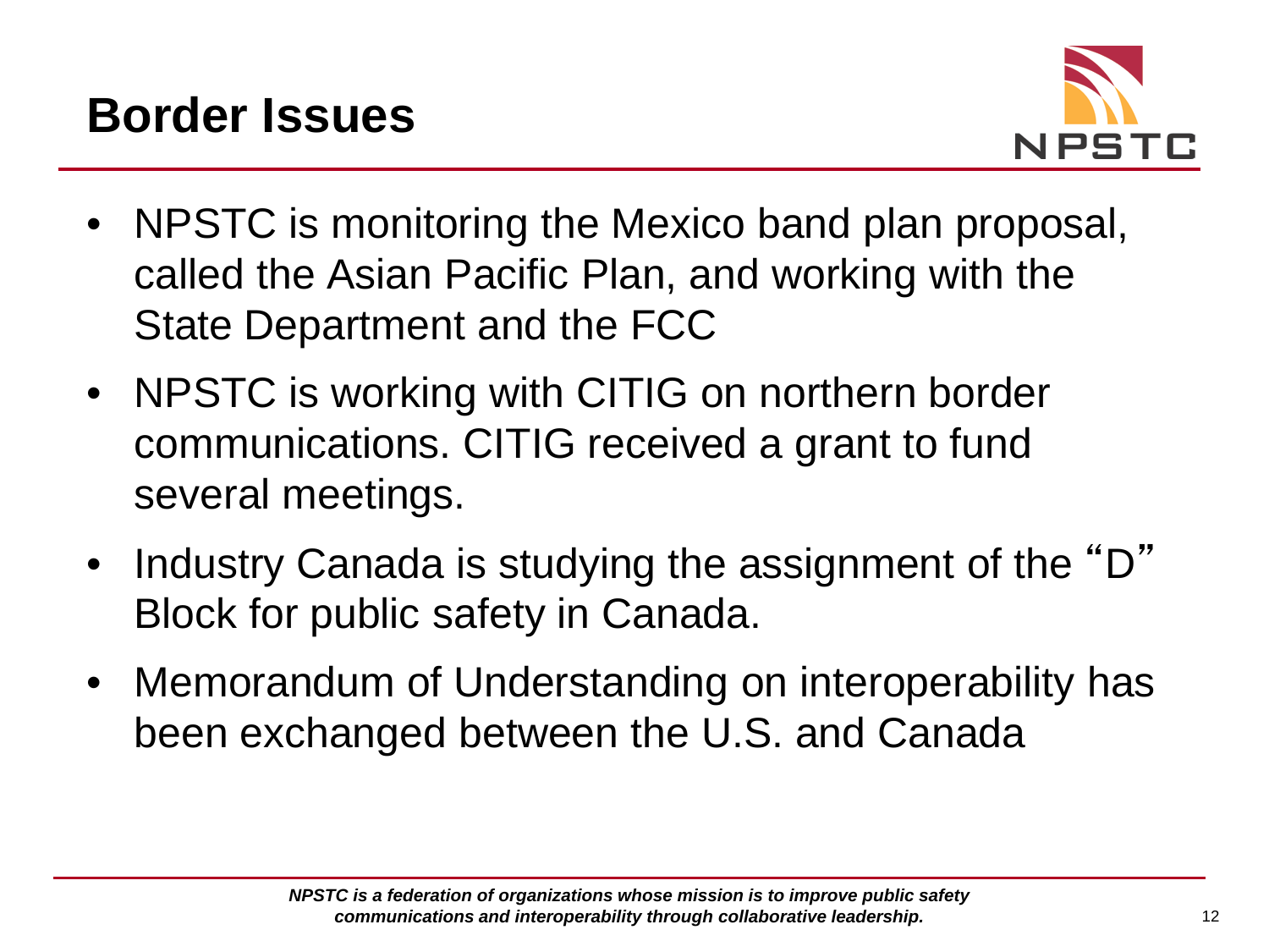# Border Issues

- NPSTC is monitoring the Mexico band plan proposal, called the Asian Pacific Plan, and working with the State Department and the FCC
- NPSTC is working with CITIG on northern border communications. CITIG received a grant to fund several meetings.
- Industry Canada is studying the assignment of the "D" Block for public safety in Canada.
- Memorandum of Understanding on interoperability has been exchanged between the U.S. and Canada

***NPSTC is a federation of organizations whose mission is to improve public safety communications and interoperability through collaborative leadership.***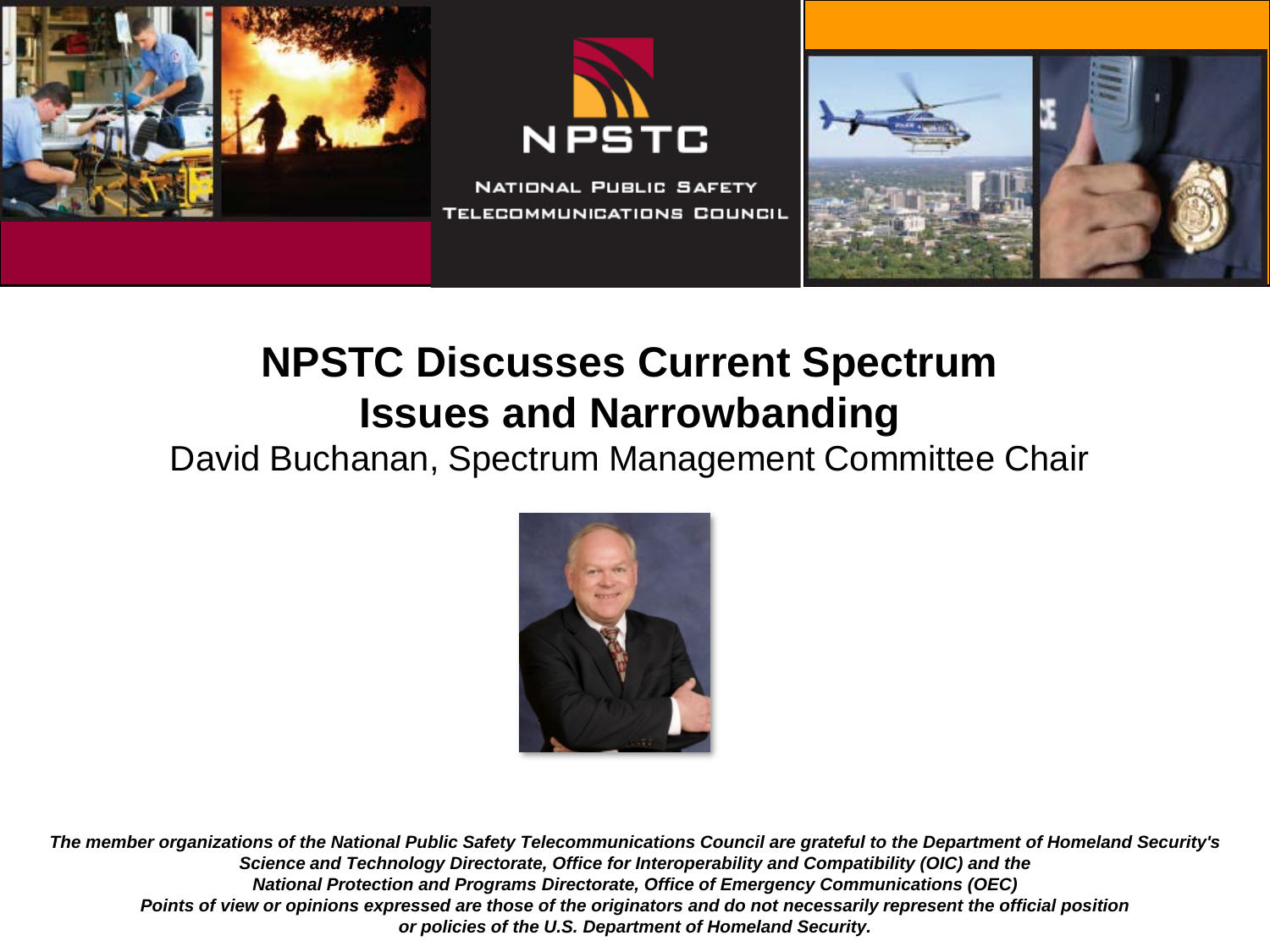NPSTC

NATIONAL PUBLIC SAFETY TELECOMMUNICATIONS COUNCIL

# NPSTC Discusses Current Spectrum Issues and Narrowbanding

David Buchanan, Spectrum Management Committee Chair

***The member organizations of the National Public Safety Telecommunications Council are grateful to the Department of Homeland Security's Science and Technology Directorate, Office for Interoperability and Compatibility (OIC) and the National Protection and Programs Directorate, Office of Emergency Communications (OEC) Points of view or opinions expressed are those of the originators and do not necessarily represent the official position or policies of the U.S. Department of Homeland Security.***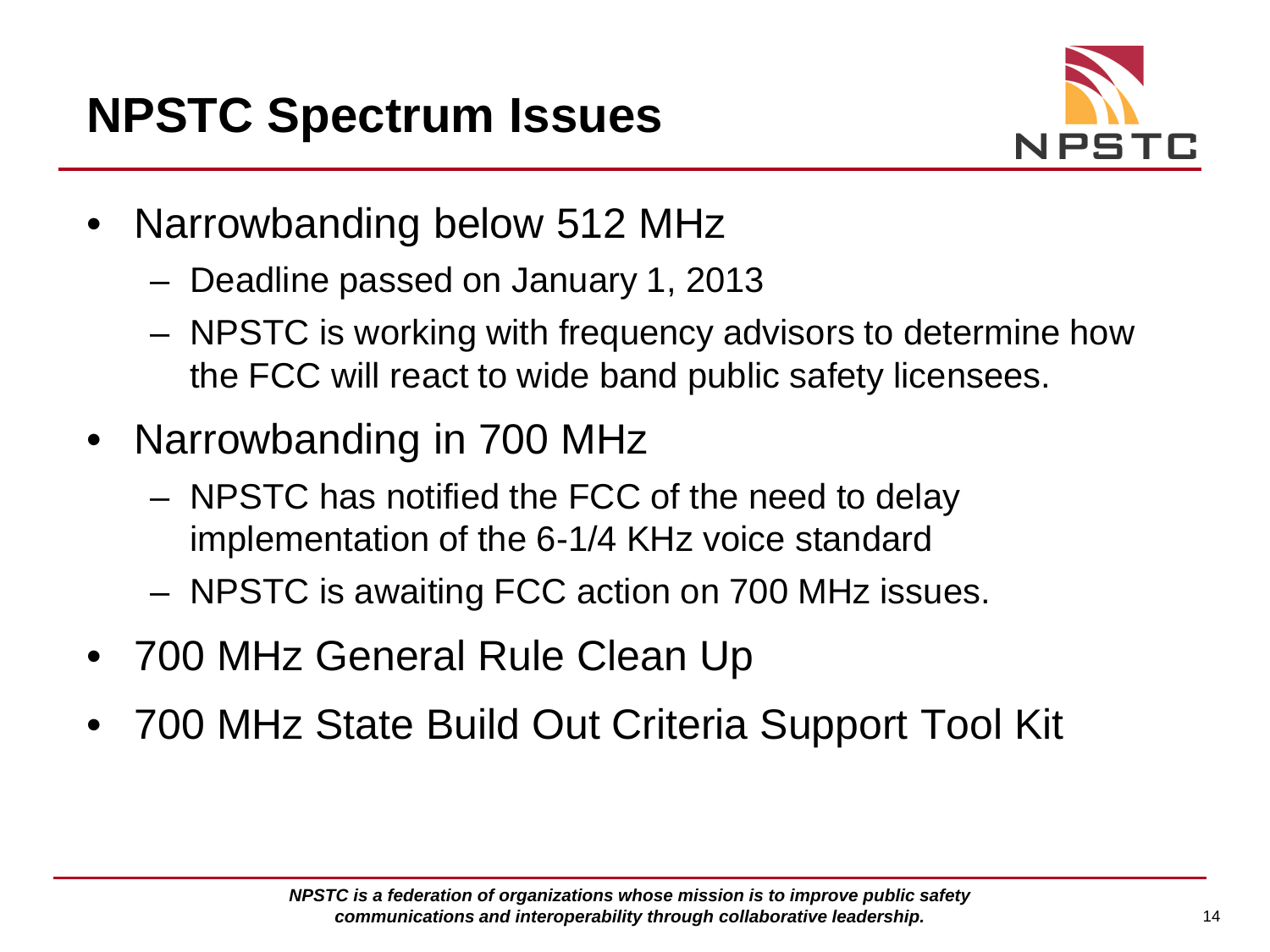# NPSTC Spectrum Issues

- Narrowbanding below 512 MHz
  - Deadline passed on January 1, 2013
  - NPSTC is working with frequency advisors to determine how the FCC will react to wide band public safety licensees.
- Narrowbanding in 700 MHz
  - NPSTC has notified the FCC of the need to delay implementation of the 6-1/4 KHz voice standard
  - NPSTC is awaiting FCC action on 700 MHz issues.
- 700 MHz General Rule Clean Up
- 700 MHz State Build Out Criteria Support Tool Kit

***NPSTC is a federation of organizations whose mission is to improve public safety communications and interoperability through collaborative leadership.***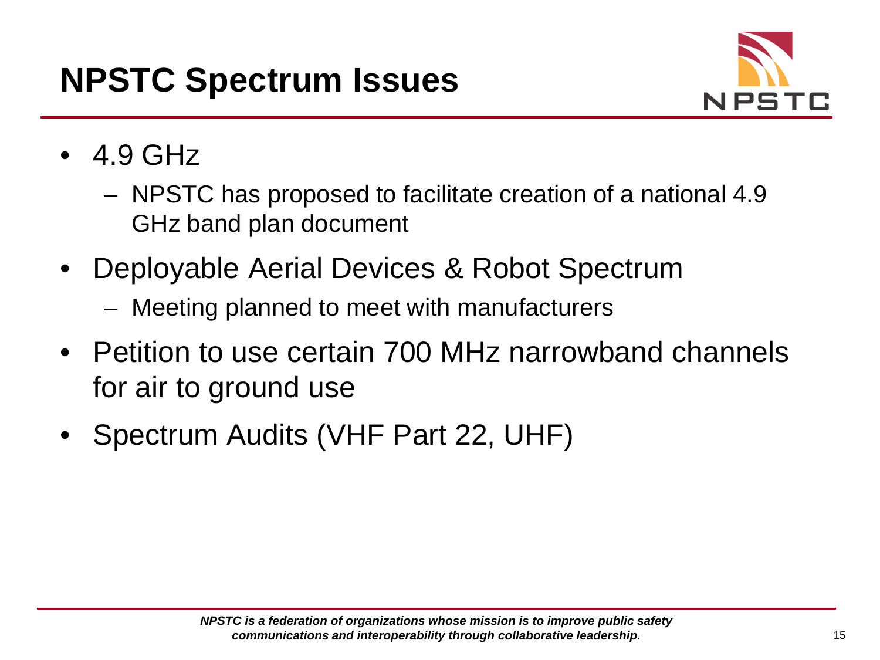# NPSTC Spectrum Issues

- 4.9 GHz
  - NPSTC has proposed to facilitate creation of a national 4.9 GHz band plan document
- Deployable Aerial Devices & Robot Spectrum
  - Meeting planned to meet with manufacturers
- Petition to use certain 700 MHz narrowband channels for air to ground use
- Spectrum Audits (VHF Part 22, UHF)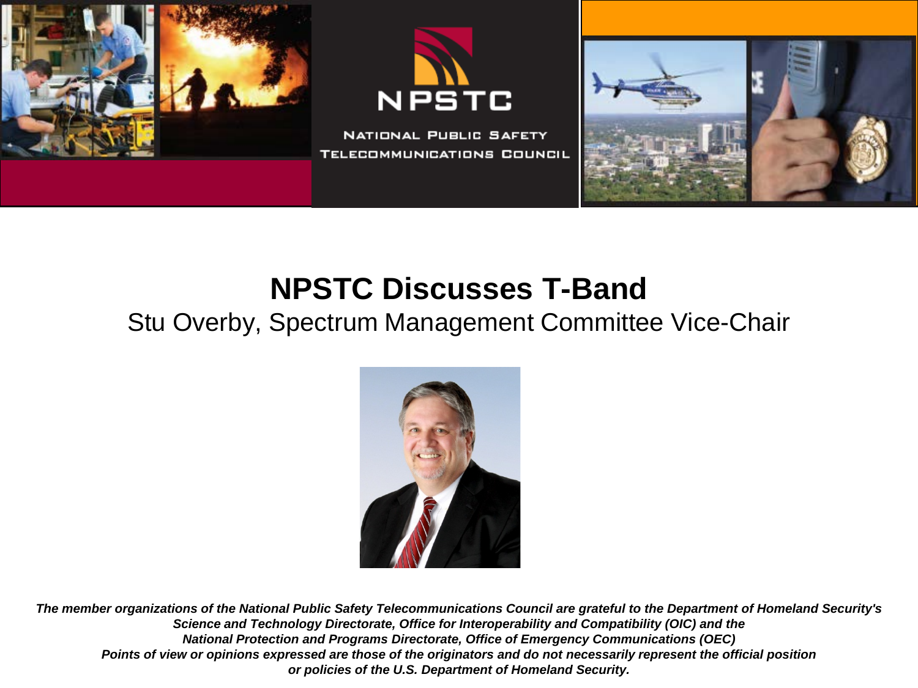NPSTC

NATIONAL PUBLIC SAFETY TELECOMMUNICATIONS COUNCIL

# NPSTC Discusses T-Band

Stu Overby, Spectrum Management Committee Vice-Chair

*The member organizations of the National Public Safety Telecommunications Council are grateful to the Department of Homeland Security's Science and Technology Directorate, Office for Interoperability and Compatibility (OIC) and the National Protection and Programs Directorate, Office of Emergency Communications (OEC) Points of view or opinions expressed are those of the originators and do not necessarily represent the official position or policies of the U.S. Department of Homeland Security.*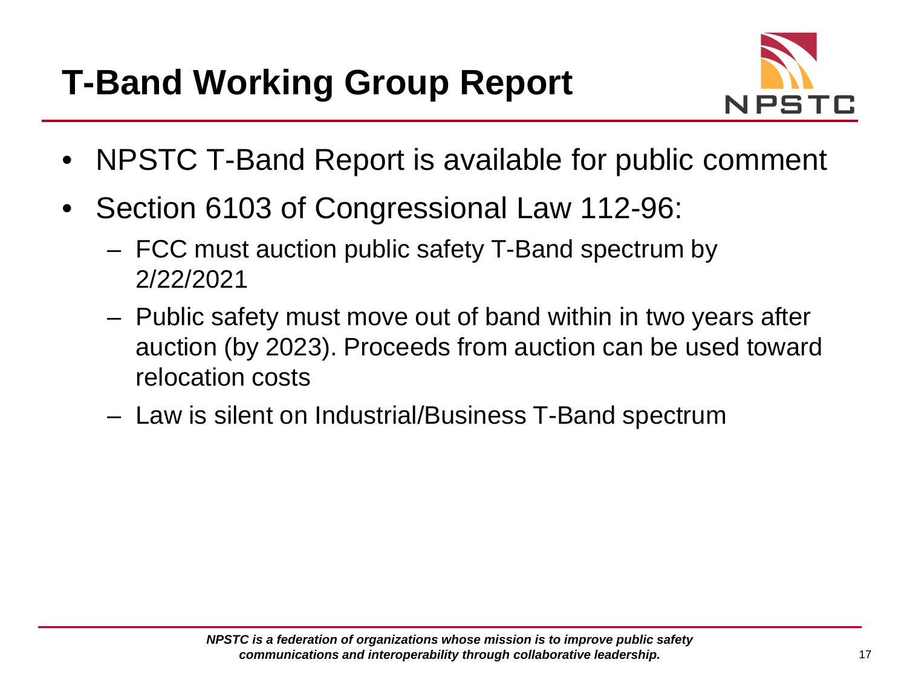# T-Band Working Group Report

- NPSTC T-Band Report is available for public comment
- Section 6103 of Congressional Law 112-96:
  - FCC must auction public safety T-Band spectrum by 2/22/2021
  - Public safety must move out of band within in two years after auction (by 2023). Proceeds from auction can be used toward relocation costs
  - Law is silent on Industrial/Business T-Band spectrum

***NPSTC is a federation of organizations whose mission is to improve public safety communications and interoperability through collaborative leadership.***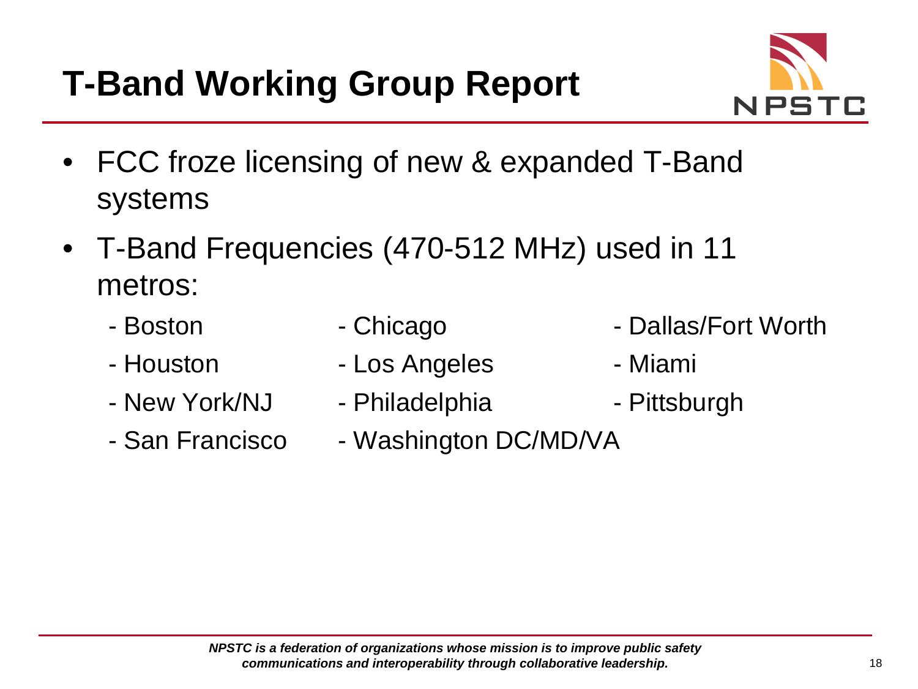# T-Band Working Group Report

- FCC froze licensing of new & expanded T-Band systems
- T-Band Frequencies (470-512 MHz) used in 11 metros:
  - Boston
  - Chicago
  - Dallas/Fort Worth
  - Houston
  - Los Angeles
  - Miami
  - New York/NJ
  - Philadelphia
  - Pittsburgh
  - San Francisco
  - Washington DC/MD/VA

***NPSTC is a federation of organizations whose mission is to improve public safety communications and interoperability through collaborative leadership.***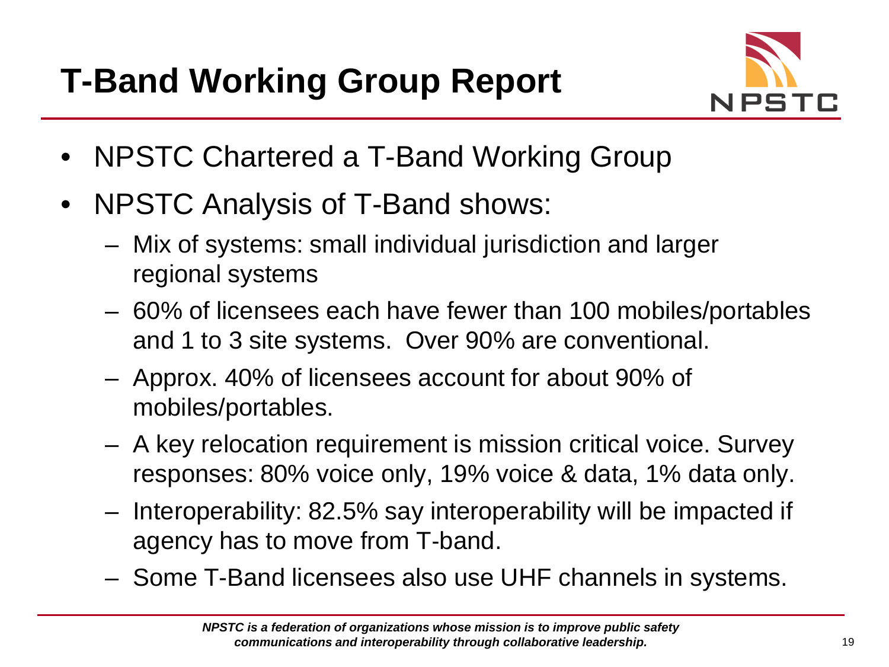# T-Band Working Group Report

- NPSTC Chartered a T-Band Working Group
- NPSTC Analysis of T-Band shows:
  - Mix of systems: small individual jurisdiction and larger regional systems
  - 60% of licensees each have fewer than 100 mobiles/portables and 1 to 3 site systems. Over 90% are conventional.
  - Approx. 40% of licensees account for about 90% of mobiles/portables.
  - A key relocation requirement is mission critical voice. Survey responses: 80% voice only, 19% voice & data, 1% data only.
  - Interoperability: 82.5% say interoperability will be impacted if agency has to move from T-band.
  - Some T-Band licensees also use UHF channels in systems.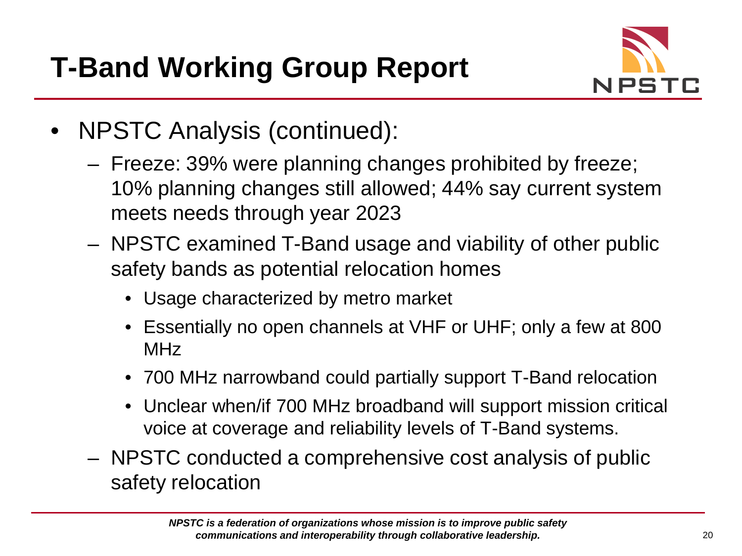# T-Band Working Group Report

- NPSTC Analysis (continued):
  - Freeze: 39% were planning changes prohibited by freeze; 10% planning changes still allowed; 44% say current system meets needs through year 2023
  - NPSTC examined T-Band usage and viability of other public safety bands as potential relocation homes
    - Usage characterized by metro market
    - Essentially no open channels at VHF or UHF; only a few at 800 MHz
    - 700 MHz narrowband could partially support T-Band relocation
    - Unclear when/if 700 MHz broadband will support mission critical voice at coverage and reliability levels of T-Band systems.
  - NPSTC conducted a comprehensive cost analysis of public safety relocation

***NPSTC is a federation of organizations whose mission is to improve public safety communications and interoperability through collaborative leadership.***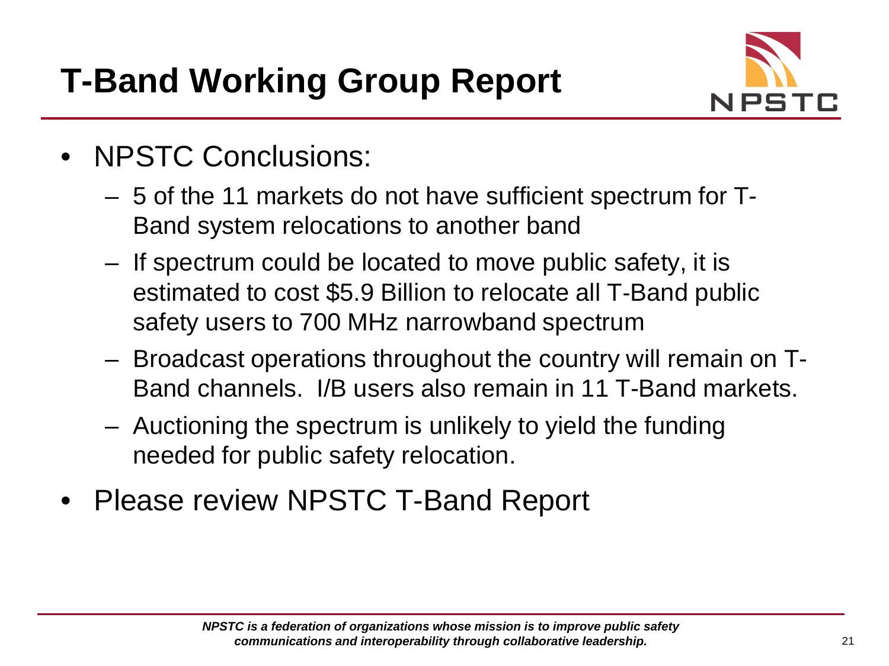# T-Band Working Group Report

- NPSTC Conclusions:
  - 5 of the 11 markets do not have sufficient spectrum for T-Band system relocations to another band
  - If spectrum could be located to move public safety, it is estimated to cost $5.9 Billion to relocate all T-Band public safety users to 700 MHz narrowband spectrum
  - Broadcast operations throughout the country will remain on T-Band channels. I/B users also remain in 11 T-Band markets.
  - Auctioning the spectrum is unlikely to yield the funding needed for public safety relocation.
- Please review NPSTC T-Band Report

*NPSTC is a federation of organizations whose mission is to improve public safety communications and interoperability through collaborative leadership.*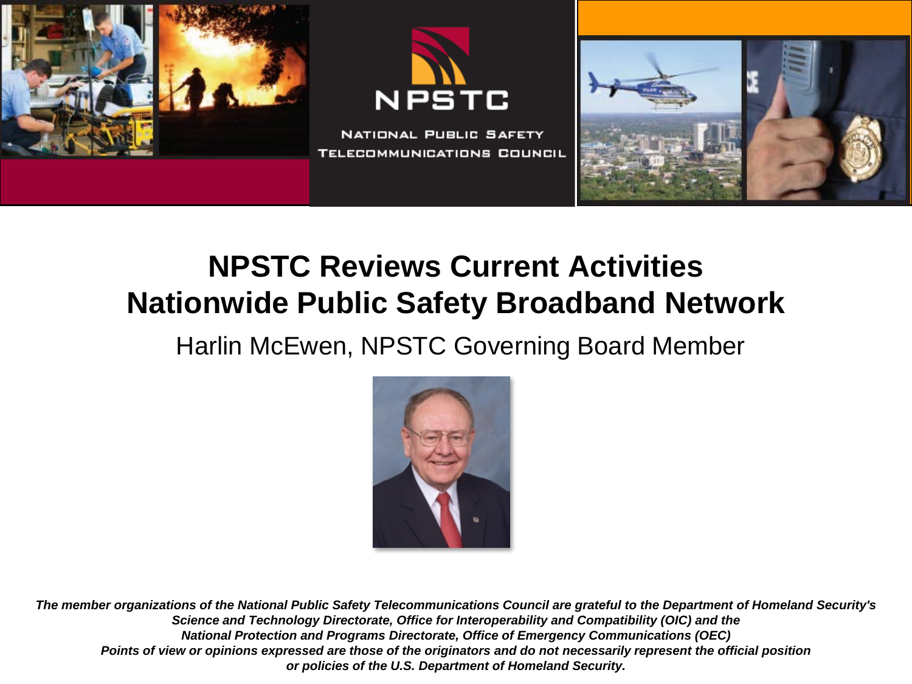NPSTC

NATIONAL PUBLIC SAFETY TELECOMMUNICATIONS COUNCIL

# NPSTC Reviews Current Activities
# Nationwide Public Safety Broadband Network

Harlin McEwen, NPSTC Governing Board Member

*The member organizations of the National Public Safety Telecommunications Council are grateful to the Department of Homeland Security's Science and Technology Directorate, Office for Interoperability and Compatibility (OIC) and the National Protection and Programs Directorate, Office of Emergency Communications (OEC)*
*Points of view or opinions expressed are those of the originators and do not necessarily represent the official position or policies of the U.S. Department of Homeland Security.*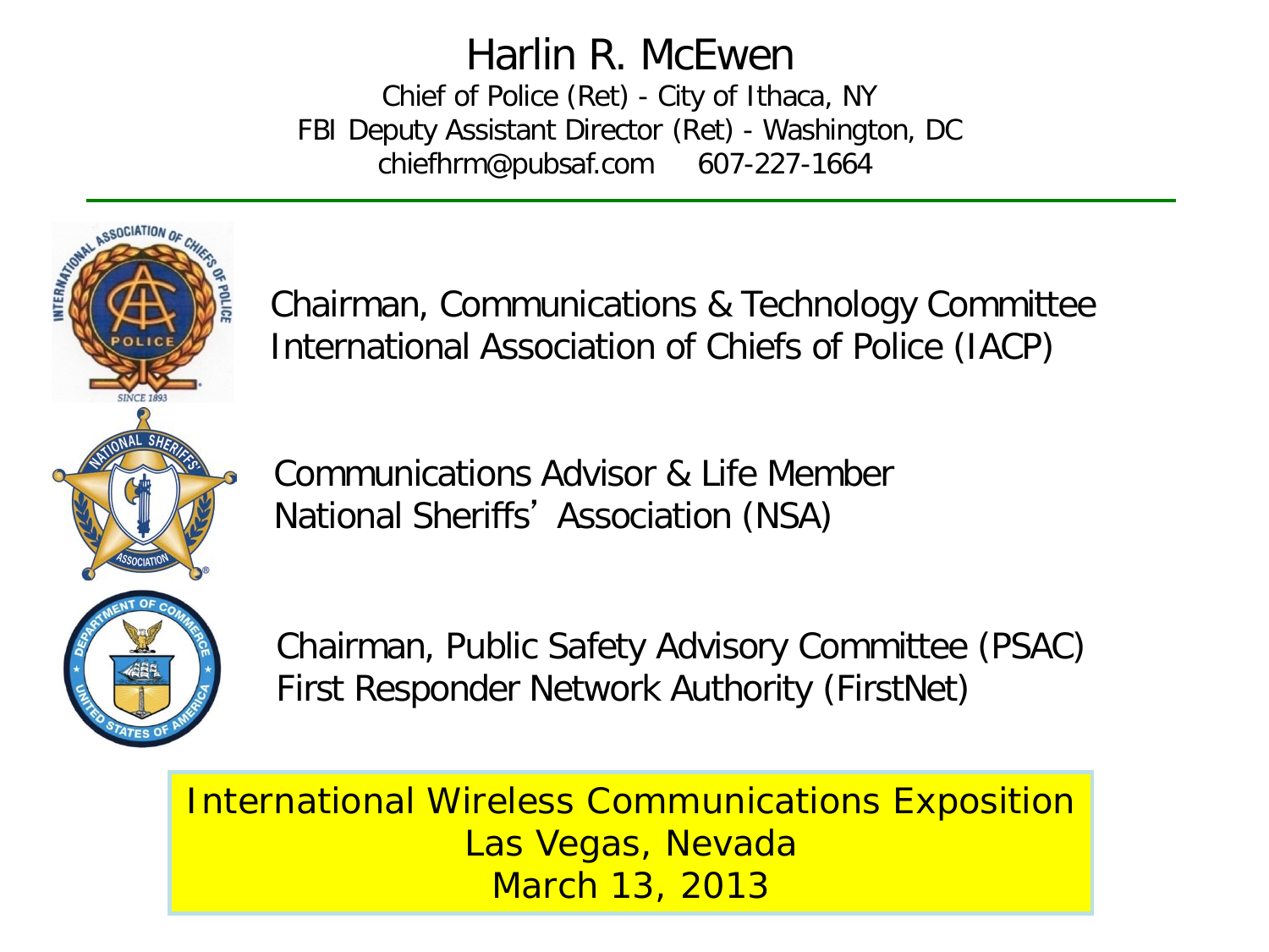# Harlin R. McEwen

Chief of Police (Ret) - City of Ithaca, NY
FBI Deputy Assistant Director (Ret) - Washington, DC
chiefhrm@pubsaf.com 607-227-1664

Chairman, Communications & Technology Committee
International Association of Chiefs of Police (IACP)

Communications Advisor & Life Member
National Sheriffs' Association (NSA)

Chairman, Public Safety Advisory Committee (PSAC)
First Responder Network Authority (FirstNet)

International Wireless Communications Exposition
Las Vegas, Nevada
March 13, 2013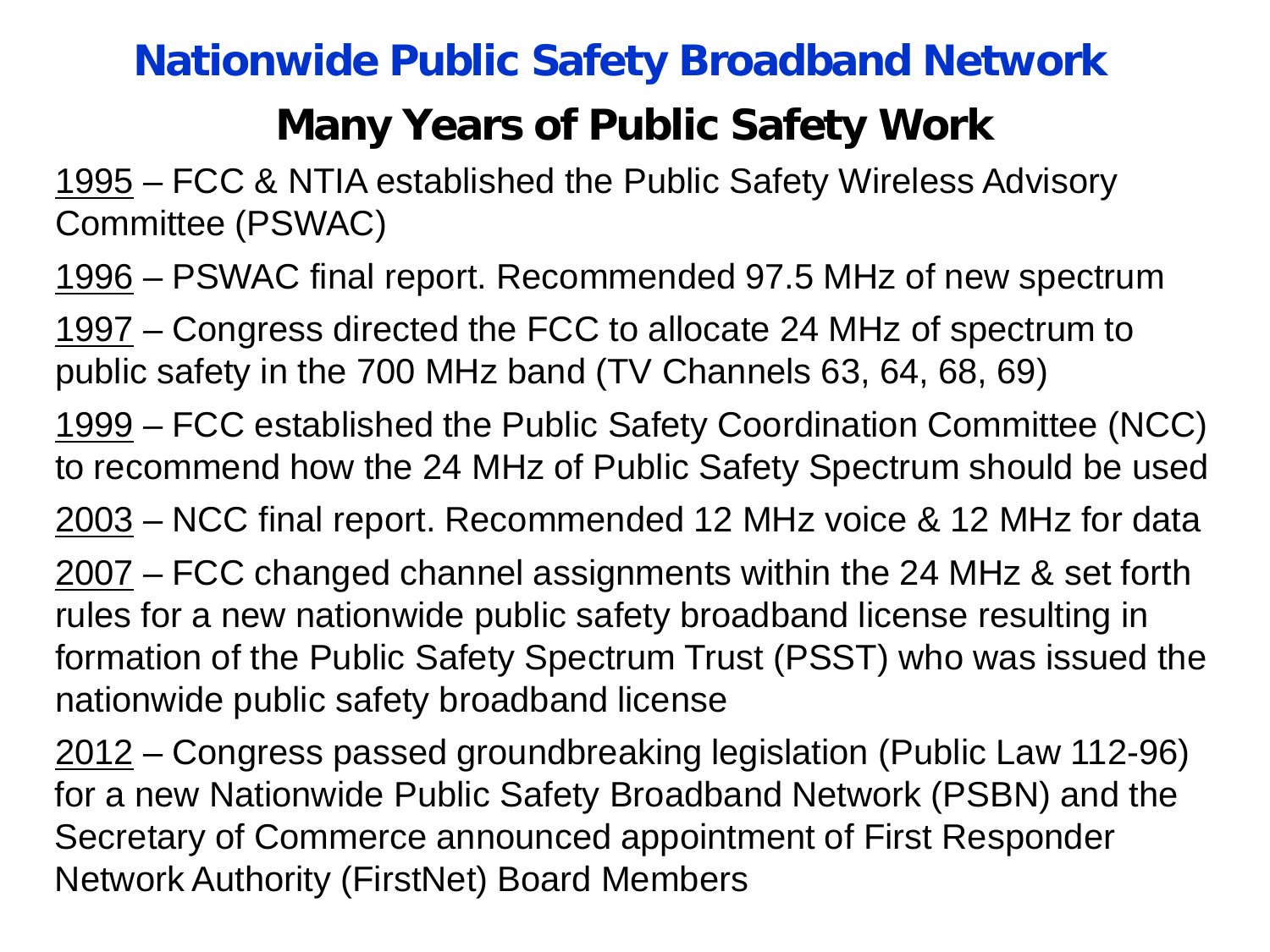# Nationwide Public Safety Broadband Network

## Many Years of Public Safety Work

1995 – FCC & NTIA established the Public Safety Wireless Advisory Committee (PSWAC)

1996 – PSWAC final report. Recommended 97.5 MHz of new spectrum

1997 – Congress directed the FCC to allocate 24 MHz of spectrum to public safety in the 700 MHz band (TV Channels 63, 64, 68, 69)

1999 – FCC established the Public Safety Coordination Committee (NCC) to recommend how the 24 MHz of Public Safety Spectrum should be used

2003 – NCC final report. Recommended 12 MHz voice & 12 MHz for data

2007 – FCC changed channel assignments within the 24 MHz & set forth rules for a new nationwide public safety broadband license resulting in formation of the Public Safety Spectrum Trust (PSST) who was issued the nationwide public safety broadband license

2012 – Congress passed groundbreaking legislation (Public Law 112-96) for a new Nationwide Public Safety Broadband Network (PSBN) and the Secretary of Commerce announced appointment of First Responder Network Authority (FirstNet) Board Members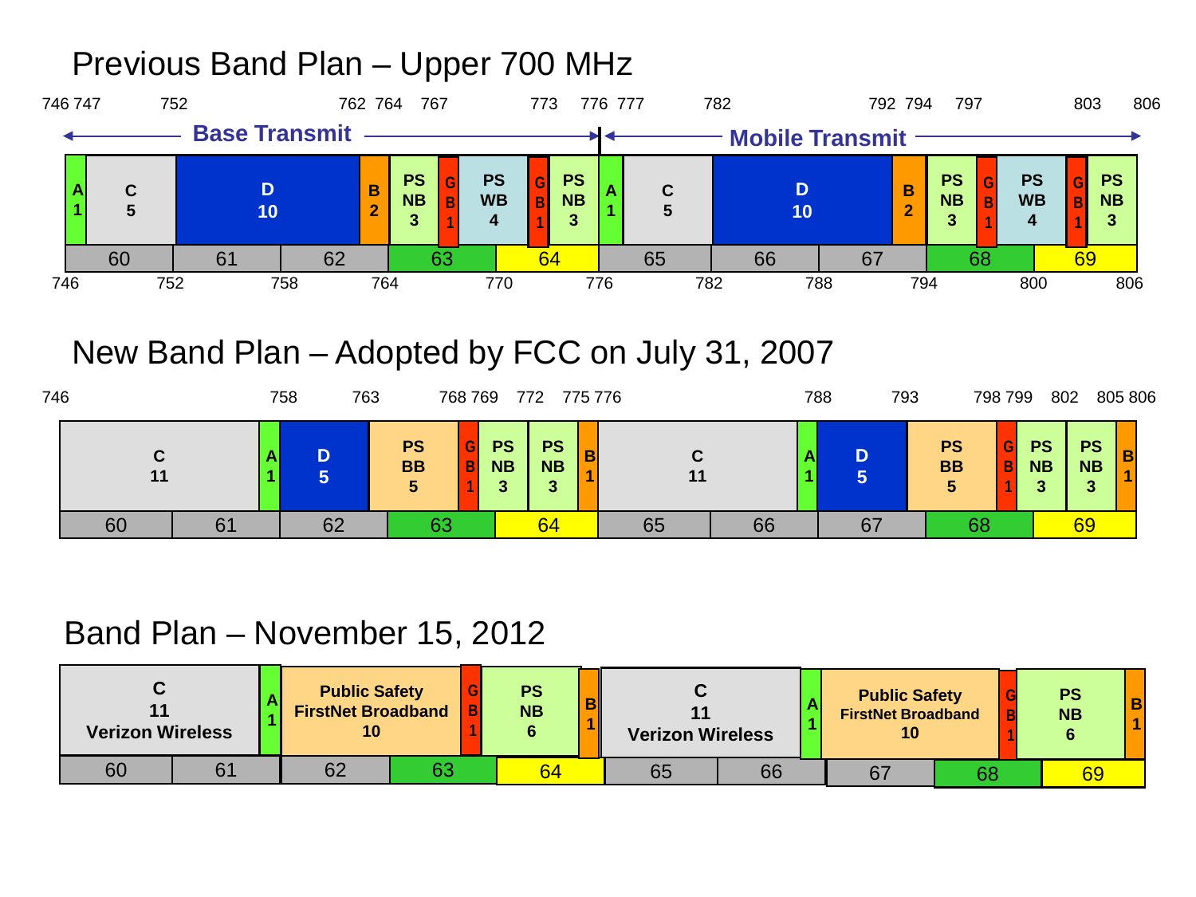## Previous Band Plan – Upper 700 MHz

Base Transmit (746–776) | Mobile Transmit (776–806)

| A 1 | C 5 | D 10 | B 2 | PS NB 3 | GB 1 | PS WB 4 | GB 1 | PS NB 3 | A 1 | C 5 | D 10 | B 2 | PS NB 3 | GB 1 | PS WB 4 | GB 1 | PS NB 3 |
|---|---|---|---|---|---|---|---|---|---|---|---|---|---|---|---|---|---|
| 746–747 | 747–752 | 752–762 | 762–764 | 764–767 | | 767–773 | | 773–776 | 776–777 | 777–782 | 782–792 | 792–794 | 794–797 | | 797–803 | | 803–806 |

TV channels: 60 (746–752), 61 (752–758), 62 (758–764), 63 (764–770), 64 (770–776), 65 (776–782), 66 (782–788), 67 (788–794), 68 (794–800), 69 (800–806)

## New Band Plan – Adopted by FCC on July 31, 2007

| C 11 | A 1 | D 5 | PS BB 5 | GB 1 | PS NB 3 | PS NB 3 | B 1 | C 11 | A 1 | D 5 | PS BB 5 | GB 1 | PS NB 3 | PS NB 3 | B 1 |
|---|---|---|---|---|---|---|---|---|---|---|---|---|---|---|---|
| 746–757 | 757–758 | 758–763 | 763–768 | 768–769 | 769–772 | 772–775 | 775–776 | 776–787 | 787–788 | 788–793 | 793–798 | 798–799 | 799–802 | 802–805 | 805–806 |

TV channels: 60, 61, 62, 63, 64, 65, 66, 67, 68, 69

## Band Plan – November 15, 2012

| C 11 Verizon Wireless | A 1 | Public Safety FirstNet Broadband 10 | GB 1 | PS NB 6 | B 1 | C 11 Verizon Wireless | A 1 | Public Safety FirstNet Broadband 10 | GB 1 | PS NB 6 | B 1 |
|---|---|---|---|---|---|---|---|---|---|---|---|

TV channels: 60, 61, 62, 63, 64, 65, 66, 67, 68, 69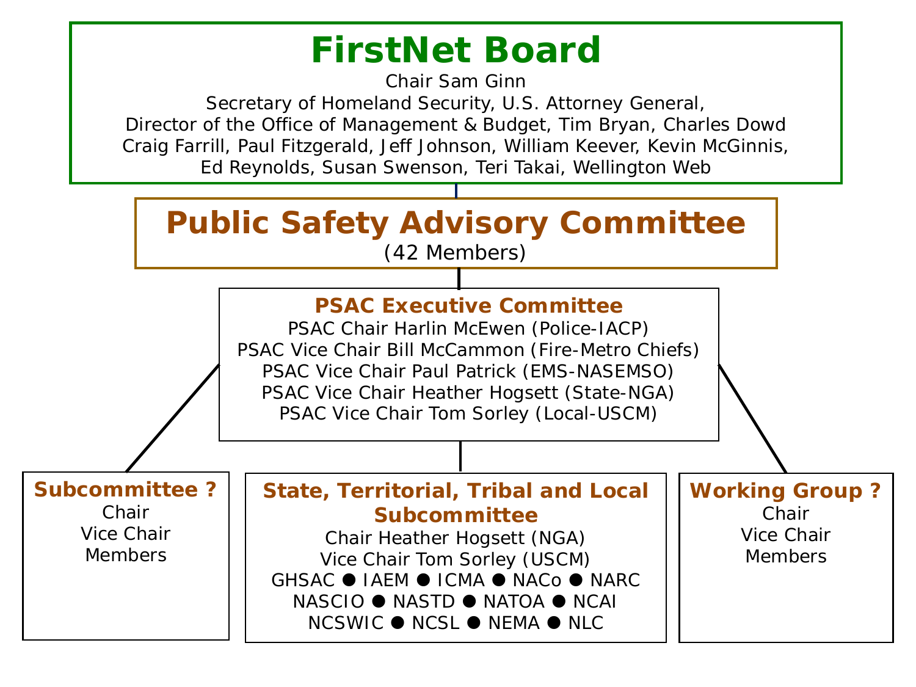# FirstNet Board

Chair Sam Ginn
Secretary of Homeland Security, U.S. Attorney General,
Director of the Office of Management & Budget, Tim Bryan, Charles Dowd
Craig Farrill, Paul Fitzgerald, Jeff Johnson, William Keever, Kevin McGinnis,
Ed Reynolds, Susan Swenson, Teri Takai, Wellington Web

## Public Safety Advisory Committee

(42 Members)

### PSAC Executive Committee

PSAC Chair Harlin McEwen (Police-IACP)
PSAC Vice Chair Bill McCammon (Fire-Metro Chiefs)
PSAC Vice Chair Paul Patrick (EMS-NASEMSO)
PSAC Vice Chair Heather Hogsett (State-NGA)
PSAC Vice Chair Tom Sorley (Local-USCM)

#### Subcommittee ?

Chair
Vice Chair
Members

#### State, Territorial, Tribal and Local Subcommittee

Chair Heather Hogsett (NGA)
Vice Chair Tom Sorley (USCM)
GHSAC ● IAEM ● ICMA ● NACo ● NARC
NASCIO ● NASTD ● NATOA ● NCAI
NCSWIC ● NCSL ● NEMA ● NLC

#### Working Group ?

Chair
Vice Chair
Members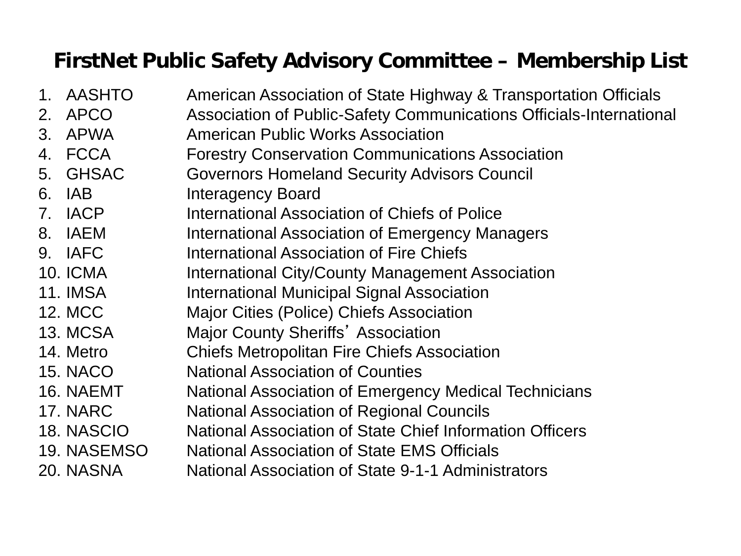# FirstNet Public Safety Advisory Committee – Membership List

1. AASHTO American Association of State Highway & Transportation Officials
2. APCO Association of Public-Safety Communications Officials-International
3. APWA American Public Works Association
4. FCCA Forestry Conservation Communications Association
5. GHSAC Governors Homeland Security Advisors Council
6. IAB Interagency Board
7. IACP International Association of Chiefs of Police
8. IAEM International Association of Emergency Managers
9. IAFC International Association of Fire Chiefs
10. ICMA International City/County Management Association
11. IMSA International Municipal Signal Association
12. MCC Major Cities (Police) Chiefs Association
13. MCSA Major County Sheriffs' Association
14. Metro Chiefs Metropolitan Fire Chiefs Association
15. NACO National Association of Counties
16. NAEMT National Association of Emergency Medical Technicians
17. NARC National Association of Regional Councils
18. NASCIO National Association of State Chief Information Officers
19. NASEMSO National Association of State EMS Officials
20. NASNA National Association of State 9-1-1 Administrators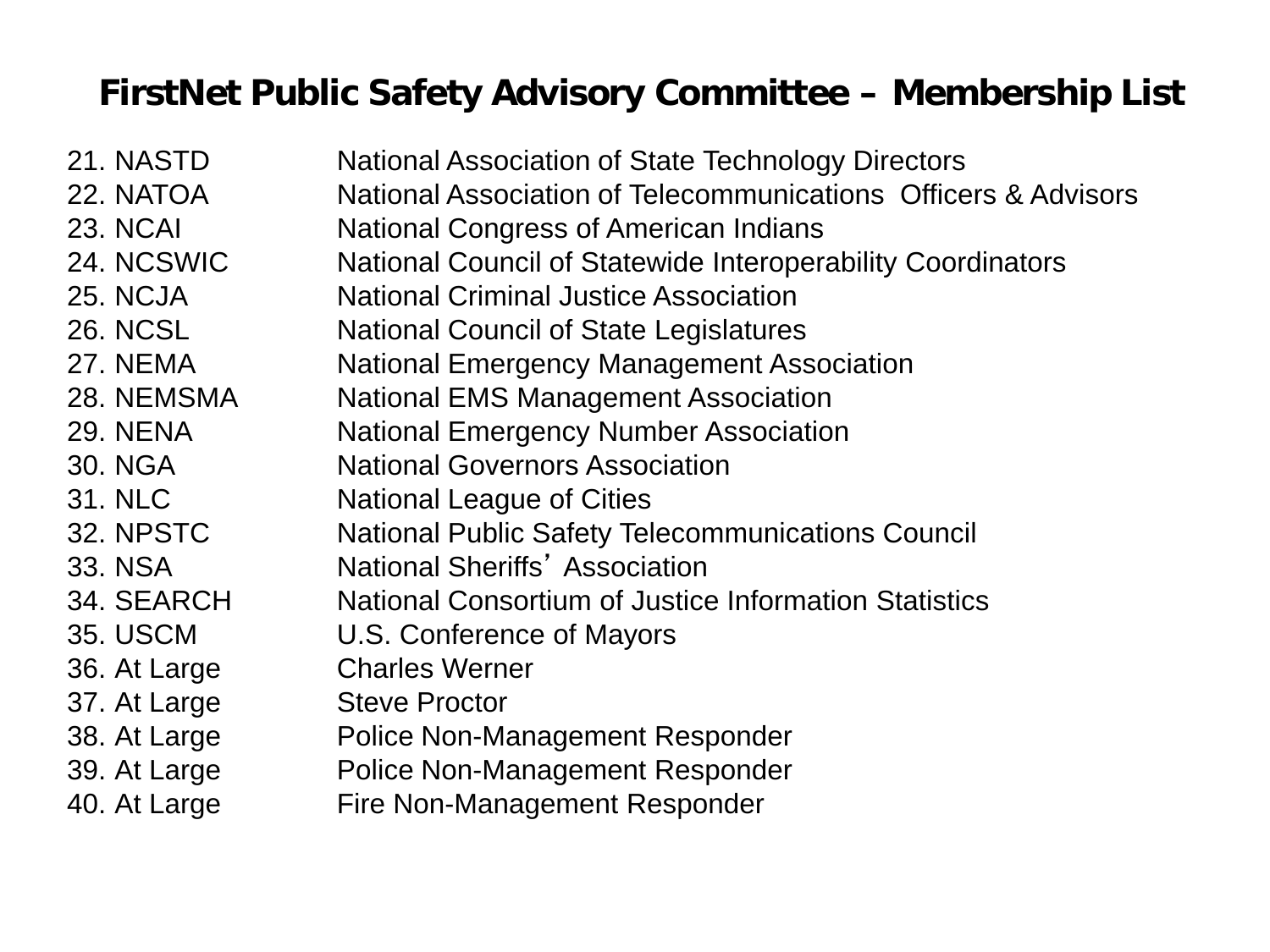# FirstNet Public Safety Advisory Committee – Membership List

| | |
|---|---|
| 21. NASTD | National Association of State Technology Directors |
| 22. NATOA | National Association of Telecommunications Officers & Advisors |
| 23. NCAI | National Congress of American Indians |
| 24. NCSWIC | National Council of Statewide Interoperability Coordinators |
| 25. NCJA | National Criminal Justice Association |
| 26. NCSL | National Council of State Legislatures |
| 27. NEMA | National Emergency Management Association |
| 28. NEMSMA | National EMS Management Association |
| 29. NENA | National Emergency Number Association |
| 30. NGA | National Governors Association |
| 31. NLC | National League of Cities |
| 32. NPSTC | National Public Safety Telecommunications Council |
| 33. NSA | National Sheriffs' Association |
| 34. SEARCH | National Consortium of Justice Information Statistics |
| 35. USCM | U.S. Conference of Mayors |
| 36. At Large | Charles Werner |
| 37. At Large | Steve Proctor |
| 38. At Large | Police Non-Management Responder |
| 39. At Large | Police Non-Management Responder |
| 40. At Large | Fire Non-Management Responder |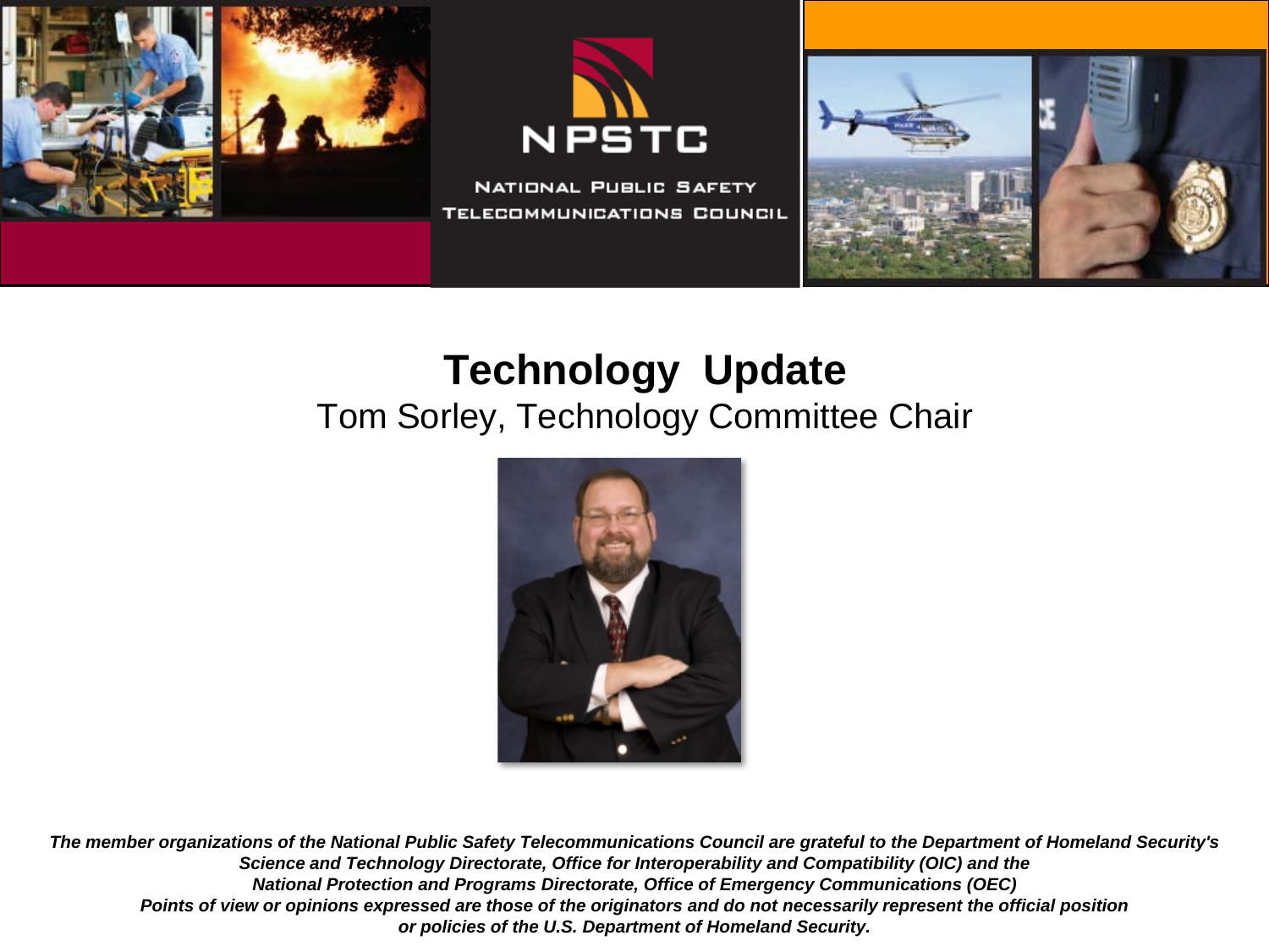NPSTC

NATIONAL PUBLIC SAFETY TELECOMMUNICATIONS COUNCIL

# Technology Update

Tom Sorley, Technology Committee Chair

***The member organizations of the National Public Safety Telecommunications Council are grateful to the Department of Homeland Security's Science and Technology Directorate, Office for Interoperability and Compatibility (OIC) and the National Protection and Programs Directorate, Office of Emergency Communications (OEC) Points of view or opinions expressed are those of the originators and do not necessarily represent the official position or policies of the U.S. Department of Homeland Security.***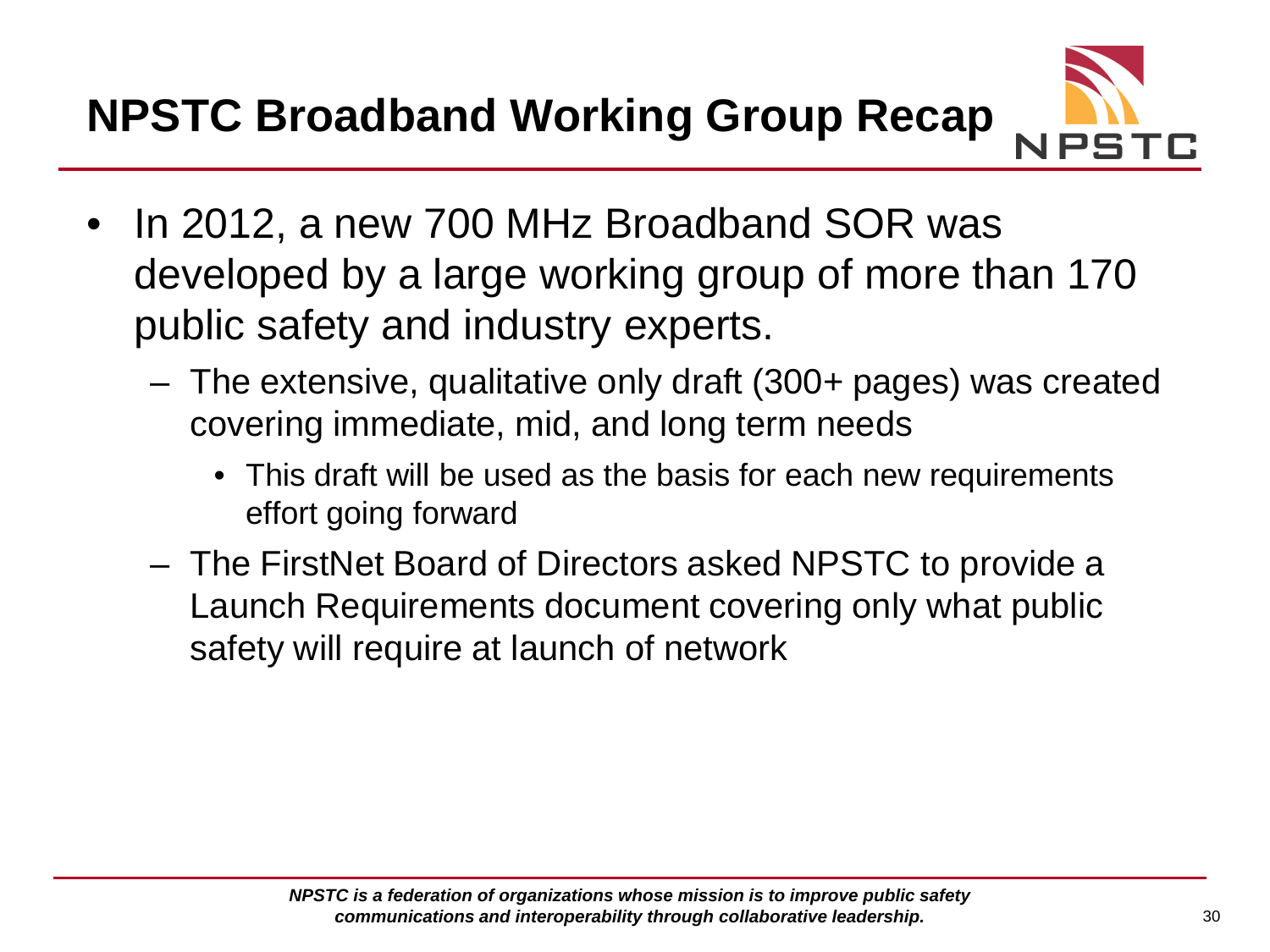# NPSTC Broadband Working Group Recap

- In 2012, a new 700 MHz Broadband SOR was developed by a large working group of more than 170 public safety and industry experts.
  - The extensive, qualitative only draft (300+ pages) was created covering immediate, mid, and long term needs
    - This draft will be used as the basis for each new requirements effort going forward
  - The FirstNet Board of Directors asked NPSTC to provide a Launch Requirements document covering only what public safety will require at launch of network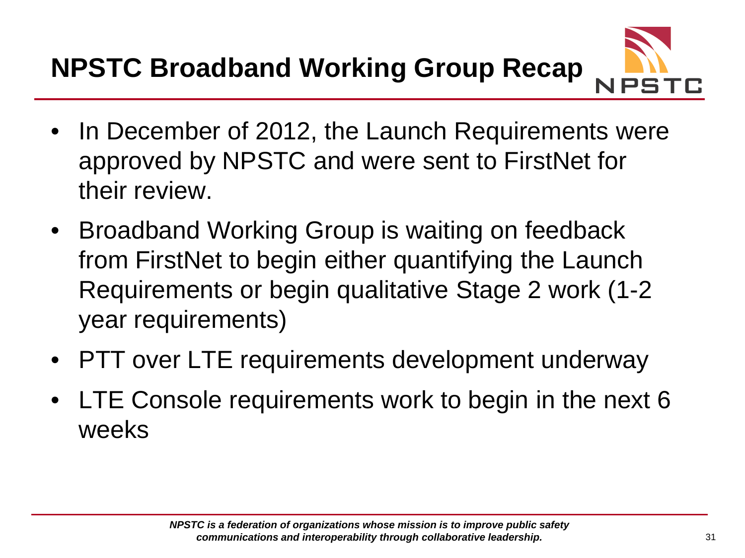# NPSTC Broadband Working Group Recap

- In December of 2012, the Launch Requirements were approved by NPSTC and were sent to FirstNet for their review.
- Broadband Working Group is waiting on feedback from FirstNet to begin either quantifying the Launch Requirements or begin qualitative Stage 2 work (1-2 year requirements)
- PTT over LTE requirements development underway
- LTE Console requirements work to begin in the next 6 weeks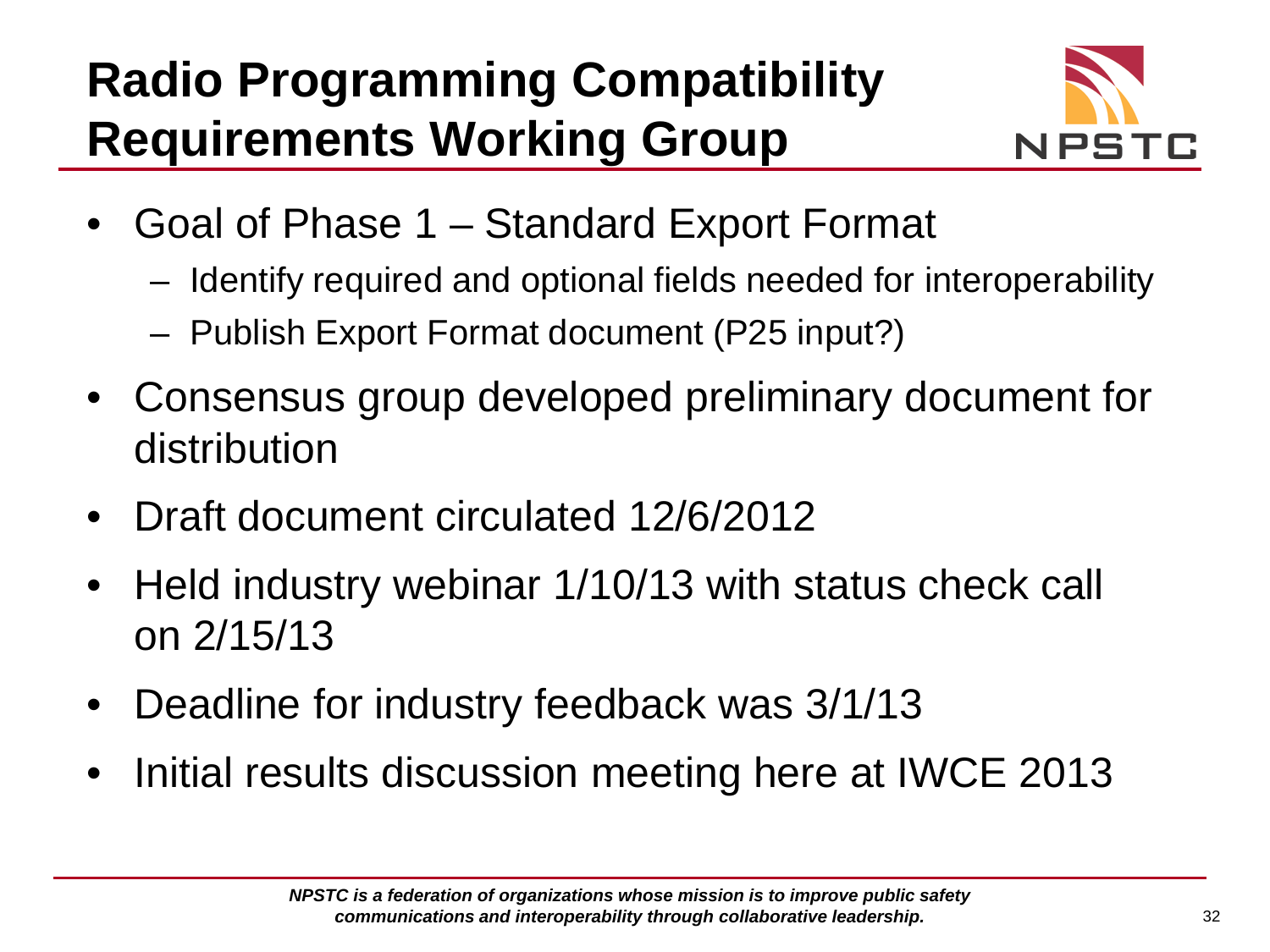# Radio Programming Compatibility Requirements Working Group

- Goal of Phase 1 – Standard Export Format
  - Identify required and optional fields needed for interoperability
  - Publish Export Format document (P25 input?)
- Consensus group developed preliminary document for distribution
- Draft document circulated 12/6/2012
- Held industry webinar 1/10/13 with status check call on 2/15/13
- Deadline for industry feedback was 3/1/13
- Initial results discussion meeting here at IWCE 2013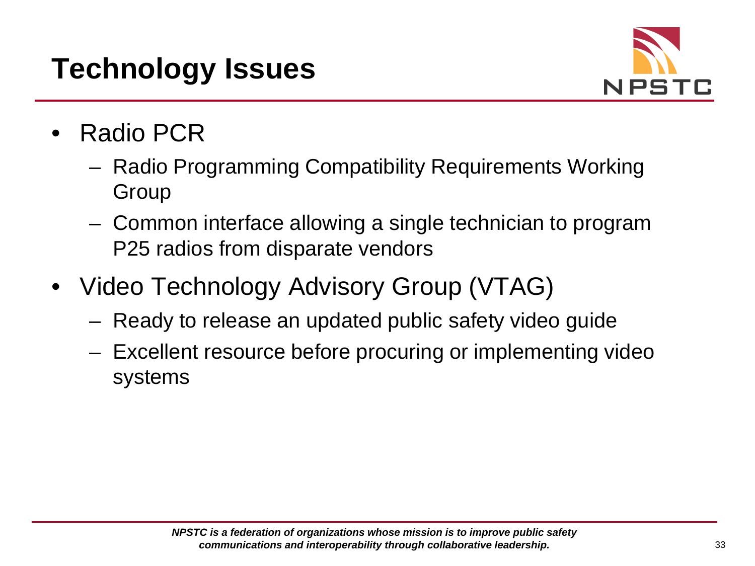# Technology Issues

- Radio PCR
  - Radio Programming Compatibility Requirements Working Group
  - Common interface allowing a single technician to program P25 radios from disparate vendors
- Video Technology Advisory Group (VTAG)
  - Ready to release an updated public safety video guide
  - Excellent resource before procuring or implementing video systems

***NPSTC is a federation of organizations whose mission is to improve public safety communications and interoperability through collaborative leadership.***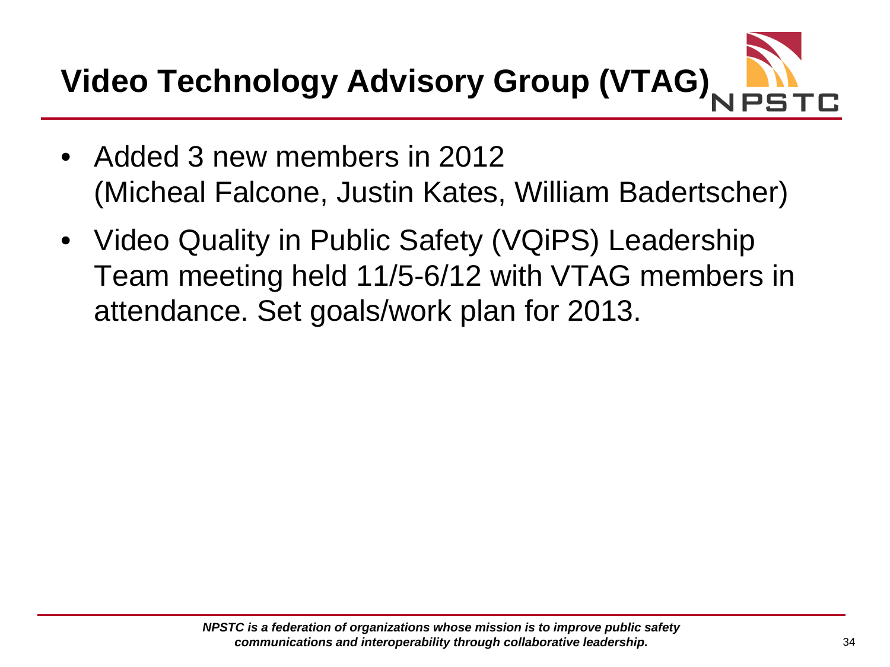# Video Technology Advisory Group (VTAG)

- Added 3 new members in 2012 (Micheal Falcone, Justin Kates, William Badertscher)
- Video Quality in Public Safety (VQiPS) Leadership Team meeting held 11/5-6/12 with VTAG members in attendance. Set goals/work plan for 2013.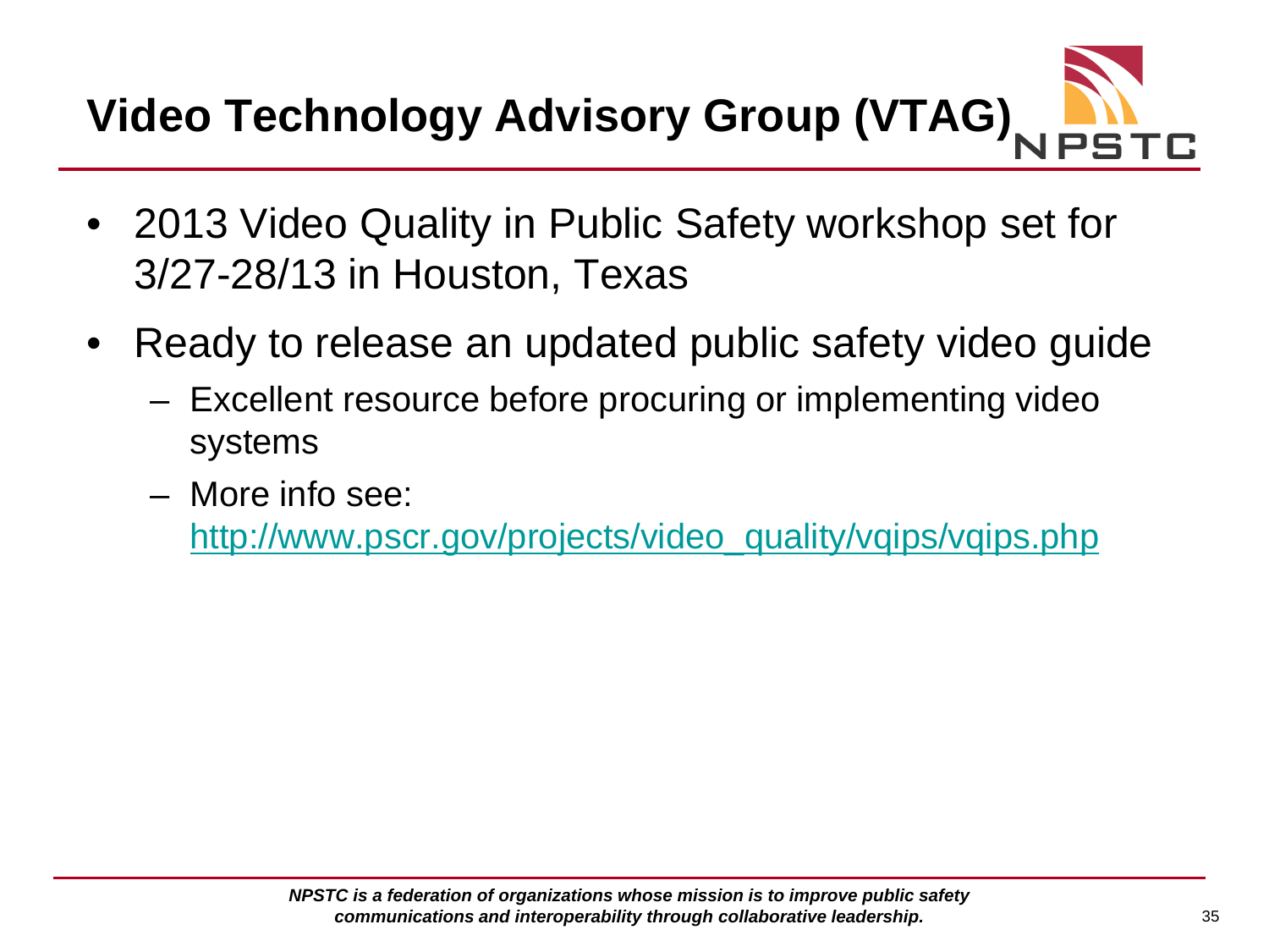# Video Technology Advisory Group (VTAG)

- 2013 Video Quality in Public Safety workshop set for 3/27-28/13 in Houston, Texas
- Ready to release an updated public safety video guide
  - Excellent resource before procuring or implementing video systems
  - More info see: http://www.pscr.gov/projects/video_quality/vqips/vqips.php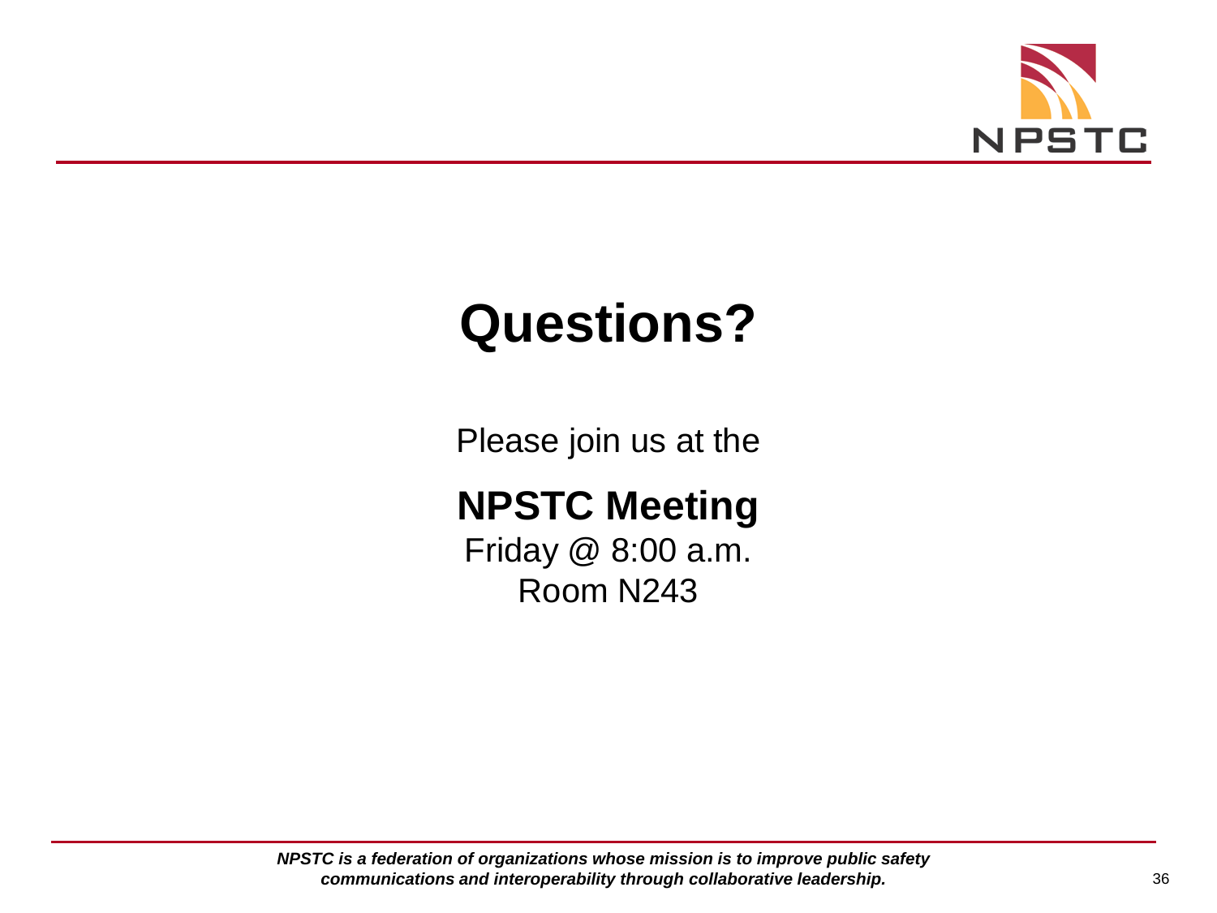# Questions?

Please join us at the

**NPSTC Meeting**

Friday @ 8:00 a.m.

Room N243

***NPSTC is a federation of organizations whose mission is to improve public safety communications and interoperability through collaborative leadership.***